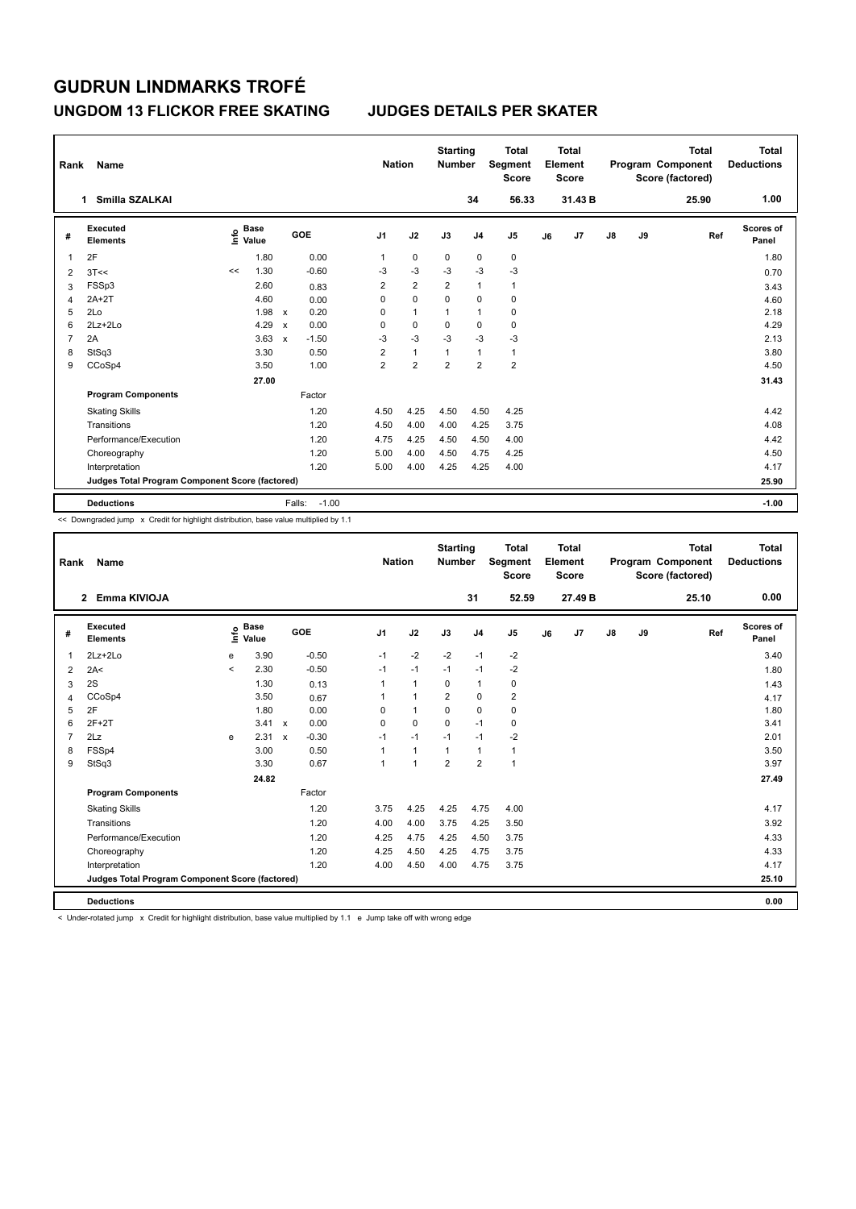# GUDRUN LINDMARKS TROFÉ

## UNGDOM 13 FLICKOR FREE SKATING JUDGES DETAILS PER SKATER

| Rank | Name | Nation | Starting Number | Total Segment Score | Total Element Score | Total Program Component Score (factored) | Total Deductions |
|---|---|---|---|---|---|---|---|
| 1 | Smilla SZALKAI | | 34 | 56.33 | 31.43 B | 25.90 | 1.00 |

| # | Executed Elements | Info | Base Value | | GOE | J1 | J2 | J3 | J4 | J5 | J6 | J7 | J8 | J9 | Ref | Scores of Panel |
|---|---|---|---|---|---|---|---|---|---|---|---|---|---|---|---|---|
| 1 | 2F | | 1.80 | | 0.00 | 1 | 0 | 0 | 0 | 0 | | | | | | 1.80 |
| 2 | 3T<< | << | 1.30 | | -0.60 | -3 | -3 | -3 | -3 | -3 | | | | | | 0.70 |
| 3 | FSSp3 | | 2.60 | | 0.83 | 2 | 2 | 2 | 1 | 1 | | | | | | 3.43 |
| 4 | 2A+2T | | 4.60 | | 0.00 | 0 | 0 | 0 | 0 | 0 | | | | | | 4.60 |
| 5 | 2Lo | | 1.98 | x | 0.20 | 0 | 1 | 1 | 1 | 0 | | | | | | 2.18 |
| 6 | 2Lz+2Lo | | 4.29 | x | 0.00 | 0 | 0 | 0 | 0 | 0 | | | | | | 4.29 |
| 7 | 2A | | 3.63 | x | -1.50 | -3 | -3 | -3 | -3 | -3 | | | | | | 2.13 |
| 8 | StSq3 | | 3.30 | | 0.50 | 2 | 1 | 1 | 1 | 1 | | | | | | 3.80 |
| 9 | CCoSp4 | | 3.50 | | 1.00 | 2 | 2 | 2 | 2 | 2 | | | | | | 4.50 |
| | | | 27.00 | | | | | | | | | | | | | 31.43 |
| | **Program Components** | | | | Factor | | | | | | | | | | | |
| | Skating Skills | | | | 1.20 | 4.50 | 4.25 | 4.50 | 4.50 | 4.25 | | | | | | 4.42 |
| | Transitions | | | | 1.20 | 4.50 | 4.00 | 4.00 | 4.25 | 3.75 | | | | | | 4.08 |
| | Performance/Execution | | | | 1.20 | 4.75 | 4.25 | 4.50 | 4.50 | 4.00 | | | | | | 4.42 |
| | Choreography | | | | 1.20 | 5.00 | 4.00 | 4.50 | 4.75 | 4.25 | | | | | | 4.50 |
| | Interpretation | | | | 1.20 | 5.00 | 4.00 | 4.25 | 4.25 | 4.00 | | | | | | 4.17 |
| | **Judges Total Program Component Score (factored)** | | | | | | | | | | | | | | | 25.90 |
| | **Deductions** | | | | Falls: -1.00 | | | | | | | | | | | -1.00 |

<< Downgraded jump x Credit for highlight distribution, base value multiplied by 1.1

| Rank | Name | Nation | Starting Number | Total Segment Score | Total Element Score | Total Program Component Score (factored) | Total Deductions |
|---|---|---|---|---|---|---|---|
| 2 | Emma KIVIOJA | | 31 | 52.59 | 27.49 B | 25.10 | 0.00 |

| # | Executed Elements | Info | Base Value | | GOE | J1 | J2 | J3 | J4 | J5 | J6 | J7 | J8 | J9 | Ref | Scores of Panel |
|---|---|---|---|---|---|---|---|---|---|---|---|---|---|---|---|---|
| 1 | 2Lz+2Lo | e | 3.90 | | -0.50 | -1 | -2 | -2 | -1 | -2 | | | | | | 3.40 |
| 2 | 2A< | < | 2.30 | | -0.50 | -1 | -1 | -1 | -1 | -2 | | | | | | 1.80 |
| 3 | 2S | | 1.30 | | 0.13 | 1 | 1 | 0 | 1 | 0 | | | | | | 1.43 |
| 4 | CCoSp4 | | 3.50 | | 0.67 | 1 | 1 | 2 | 0 | 2 | | | | | | 4.17 |
| 5 | 2F | | 1.80 | | 0.00 | 0 | 1 | 0 | 0 | 0 | | | | | | 1.80 |
| 6 | 2F+2T | | 3.41 | x | 0.00 | 0 | 0 | 0 | -1 | 0 | | | | | | 3.41 |
| 7 | 2Lz | e | 2.31 | x | -0.30 | -1 | -1 | -1 | -1 | -2 | | | | | | 2.01 |
| 8 | FSSp4 | | 3.00 | | 0.50 | 1 | 1 | 1 | 1 | 1 | | | | | | 3.50 |
| 9 | StSq3 | | 3.30 | | 0.67 | 1 | 1 | 2 | 2 | 1 | | | | | | 3.97 |
| | | | 24.82 | | | | | | | | | | | | | 27.49 |
| | **Program Components** | | | | Factor | | | | | | | | | | | |
| | Skating Skills | | | | 1.20 | 3.75 | 4.25 | 4.25 | 4.75 | 4.00 | | | | | | 4.17 |
| | Transitions | | | | 1.20 | 4.00 | 4.00 | 3.75 | 4.25 | 3.50 | | | | | | 3.92 |
| | Performance/Execution | | | | 1.20 | 4.25 | 4.75 | 4.25 | 4.50 | 3.75 | | | | | | 4.33 |
| | Choreography | | | | 1.20 | 4.25 | 4.50 | 4.25 | 4.75 | 3.75 | | | | | | 4.33 |
| | Interpretation | | | | 1.20 | 4.00 | 4.50 | 4.00 | 4.75 | 3.75 | | | | | | 4.17 |
| | **Judges Total Program Component Score (factored)** | | | | | | | | | | | | | | | 25.10 |
| | **Deductions** | | | | | | | | | | | | | | | 0.00 |

< Under-rotated jump x Credit for highlight distribution, base value multiplied by 1.1 e Jump take off with wrong edge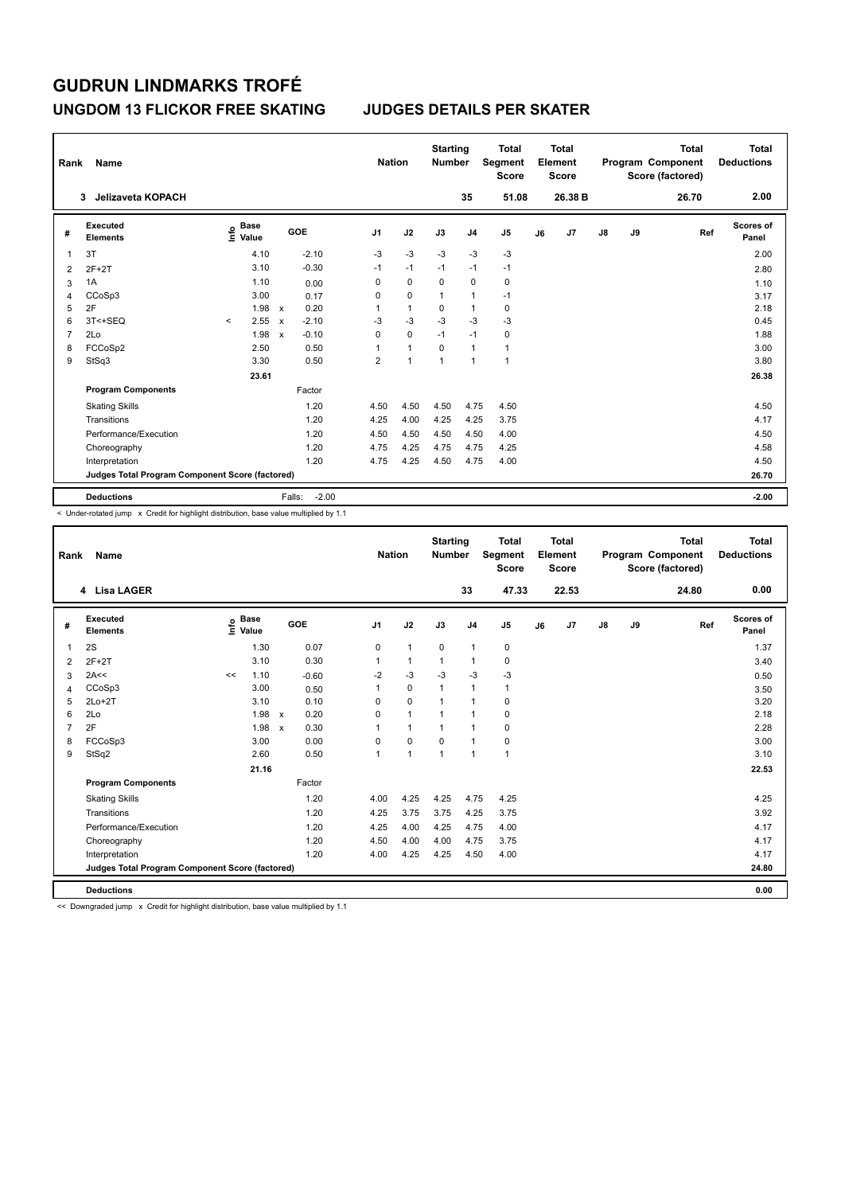# GUDRUN LINDMARKS TROFÉ

## UNGDOM 13 FLICKOR FREE SKATING JUDGES DETAILS PER SKATER

| Rank | Name | Nation | Starting Number | Total Segment Score | Total Element Score | Total Program Component Score (factored) | Total Deductions |
|---|---|---|---|---|---|---|---|
| 3 | Jelizaveta KOPACH | | 35 | 51.08 | 26.38 B | 26.70 | 2.00 |

| # | Executed Elements | Info | Base Value | | GOE | J1 | J2 | J3 | J4 | J5 | J6 | J7 | J8 | J9 | Ref | Scores of Panel |
|---|---|---|---|---|---|---|---|---|---|---|---|---|---|---|---|---|
| 1 | 3T | | 4.10 | | -2.10 | -3 | -3 | -3 | -3 | -3 | | | | | | 2.00 |
| 2 | 2F+2T | | 3.10 | | -0.30 | -1 | -1 | -1 | -1 | -1 | | | | | | 2.80 |
| 3 | 1A | | 1.10 | | 0.00 | 0 | 0 | 0 | 0 | 0 | | | | | | 1.10 |
| 4 | CCoSp3 | | 3.00 | | 0.17 | 0 | 0 | 1 | 1 | -1 | | | | | | 3.17 |
| 5 | 2F | | 1.98 | x | 0.20 | 1 | 1 | 0 | 1 | 0 | | | | | | 2.18 |
| 6 | 3T<+SEQ | < | 2.55 | x | -2.10 | -3 | -3 | -3 | -3 | -3 | | | | | | 0.45 |
| 7 | 2Lo | | 1.98 | x | -0.10 | 0 | 0 | -1 | -1 | 0 | | | | | | 1.88 |
| 8 | FCCoSp2 | | 2.50 | | 0.50 | 1 | 1 | 0 | 1 | 1 | | | | | | 3.00 |
| 9 | StSq3 | | 3.30 | | 0.50 | 2 | 1 | 1 | 1 | 1 | | | | | | 3.80 |
| | | | 23.61 | | | | | | | | | | | | | 26.38 |
| | **Program Components** | | | | Factor | | | | | | | | | | | |
| | Skating Skills | | | | 1.20 | 4.50 | 4.50 | 4.50 | 4.75 | 4.50 | | | | | | 4.50 |
| | Transitions | | | | 1.20 | 4.25 | 4.00 | 4.25 | 4.25 | 3.75 | | | | | | 4.17 |
| | Performance/Execution | | | | 1.20 | 4.50 | 4.50 | 4.50 | 4.50 | 4.00 | | | | | | 4.50 |
| | Choreography | | | | 1.20 | 4.75 | 4.25 | 4.75 | 4.75 | 4.25 | | | | | | 4.58 |
| | Interpretation | | | | 1.20 | 4.75 | 4.25 | 4.50 | 4.75 | 4.00 | | | | | | 4.50 |
| | **Judges Total Program Component Score (factored)** | | | | | | | | | | | | | | | 26.70 |
| | **Deductions** | | | | Falls: -2.00 | | | | | | | | | | | -2.00 |

< Under-rotated jump x Credit for highlight distribution, base value multiplied by 1.1

| Rank | Name | Nation | Starting Number | Total Segment Score | Total Element Score | Total Program Component Score (factored) | Total Deductions |
|---|---|---|---|---|---|---|---|
| 4 | Lisa LAGER | | 33 | 47.33 | 22.53 | 24.80 | 0.00 |

| # | Executed Elements | Info | Base Value | | GOE | J1 | J2 | J3 | J4 | J5 | J6 | J7 | J8 | J9 | Ref | Scores of Panel |
|---|---|---|---|---|---|---|---|---|---|---|---|---|---|---|---|---|
| 1 | 2S | | 1.30 | | 0.07 | 0 | 1 | 0 | 1 | 0 | | | | | | 1.37 |
| 2 | 2F+2T | | 3.10 | | 0.30 | 1 | 1 | 1 | 1 | 0 | | | | | | 3.40 |
| 3 | 2A<< | << | 1.10 | | -0.60 | -2 | -3 | -3 | -3 | -3 | | | | | | 0.50 |
| 4 | CCoSp3 | | 3.00 | | 0.50 | 1 | 0 | 1 | 1 | 1 | | | | | | 3.50 |
| 5 | 2Lo+2T | | 3.10 | | 0.10 | 0 | 0 | 1 | 1 | 0 | | | | | | 3.20 |
| 6 | 2Lo | | 1.98 | x | 0.20 | 0 | 1 | 1 | 1 | 0 | | | | | | 2.18 |
| 7 | 2F | | 1.98 | x | 0.30 | 1 | 1 | 1 | 1 | 0 | | | | | | 2.28 |
| 8 | FCCoSp3 | | 3.00 | | 0.00 | 0 | 0 | 0 | 1 | 0 | | | | | | 3.00 |
| 9 | StSq2 | | 2.60 | | 0.50 | 1 | 1 | 1 | 1 | 1 | | | | | | 3.10 |
| | | | 21.16 | | | | | | | | | | | | | 22.53 |
| | **Program Components** | | | | Factor | | | | | | | | | | | |
| | Skating Skills | | | | 1.20 | 4.00 | 4.25 | 4.25 | 4.75 | 4.25 | | | | | | 4.25 |
| | Transitions | | | | 1.20 | 4.25 | 3.75 | 3.75 | 4.25 | 3.75 | | | | | | 3.92 |
| | Performance/Execution | | | | 1.20 | 4.25 | 4.00 | 4.25 | 4.75 | 4.00 | | | | | | 4.17 |
| | Choreography | | | | 1.20 | 4.50 | 4.00 | 4.00 | 4.75 | 3.75 | | | | | | 4.17 |
| | Interpretation | | | | 1.20 | 4.00 | 4.25 | 4.25 | 4.50 | 4.00 | | | | | | 4.17 |
| | **Judges Total Program Component Score (factored)** | | | | | | | | | | | | | | | 24.80 |
| | **Deductions** | | | | | | | | | | | | | | | 0.00 |

<< Downgraded jump x Credit for highlight distribution, base value multiplied by 1.1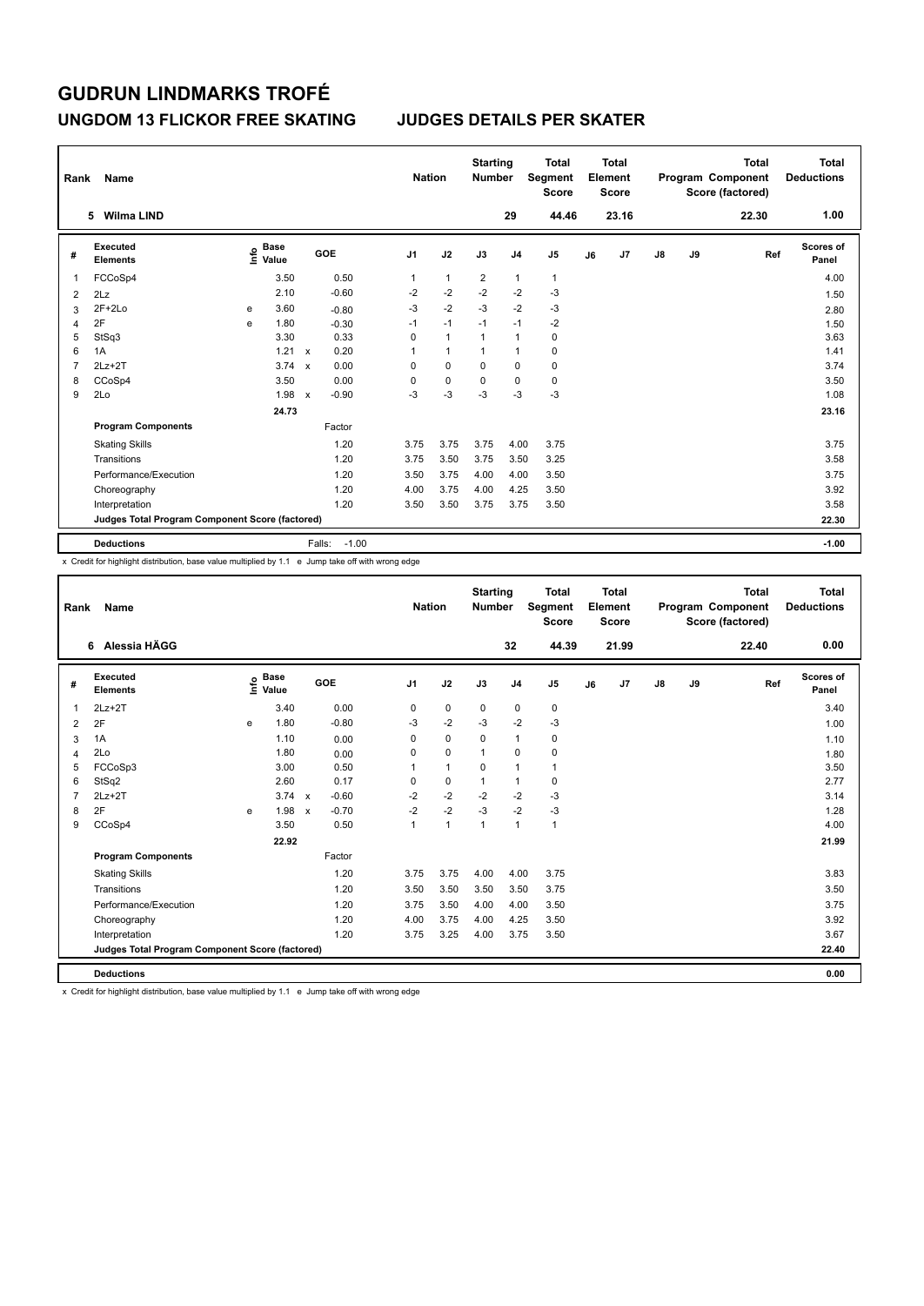# GUDRUN LINDMARKS TROFÉ

## UNGDOM 13 FLICKOR FREE SKATING — JUDGES DETAILS PER SKATER

| Rank | Name | Nation | Starting Number | Total Segment Score | Total Element Score | Total Program Component Score (factored) | Total Deductions |
|---|---|---|---|---|---|---|---|
| 5 | Wilma LIND | | 29 | 44.46 | 23.16 | 22.30 | 1.00 |

| # | Executed Elements | Info | Base Value | | GOE | J1 | J2 | J3 | J4 | J5 | J6 | J7 | J8 | J9 | Ref | Scores of Panel |
|---|---|---|---|---|---|---|---|---|---|---|---|---|---|---|---|---|
| 1 | FCCoSp4 | | 3.50 | | 0.50 | 1 | 1 | 2 | 1 | 1 | | | | | | 4.00 |
| 2 | 2Lz | | 2.10 | | -0.60 | -2 | -2 | -2 | -2 | -3 | | | | | | 1.50 |
| 3 | 2F+2Lo | e | 3.60 | | -0.80 | -3 | -2 | -3 | -2 | -3 | | | | | | 2.80 |
| 4 | 2F | e | 1.80 | | -0.30 | -1 | -1 | -1 | -1 | -2 | | | | | | 1.50 |
| 5 | StSq3 | | 3.30 | | 0.33 | 0 | 1 | 1 | 1 | 0 | | | | | | 3.63 |
| 6 | 1A | | 1.21 | x | 0.20 | 1 | 1 | 1 | 1 | 0 | | | | | | 1.41 |
| 7 | 2Lz+2T | | 3.74 | x | 0.00 | 0 | 0 | 0 | 0 | 0 | | | | | | 3.74 |
| 8 | CCoSp4 | | 3.50 | | 0.00 | 0 | 0 | 0 | 0 | 0 | | | | | | 3.50 |
| 9 | 2Lo | | 1.98 | x | -0.90 | -3 | -3 | -3 | -3 | -3 | | | | | | 1.08 |
| | | | 24.73 | | | | | | | | | | | | | 23.16 |
| | **Program Components** | | | | Factor | | | | | | | | | | | |
| | Skating Skills | | | | 1.20 | 3.75 | 3.75 | 3.75 | 4.00 | 3.75 | | | | | | 3.75 |
| | Transitions | | | | 1.20 | 3.75 | 3.50 | 3.75 | 3.50 | 3.25 | | | | | | 3.58 |
| | Performance/Execution | | | | 1.20 | 3.50 | 3.75 | 4.00 | 4.00 | 3.50 | | | | | | 3.75 |
| | Choreography | | | | 1.20 | 4.00 | 3.75 | 4.00 | 4.25 | 3.50 | | | | | | 3.92 |
| | Interpretation | | | | 1.20 | 3.50 | 3.50 | 3.75 | 3.75 | 3.50 | | | | | | 3.58 |
| | **Judges Total Program Component Score (factored)** | | | | | | | | | | | | | | | 22.30 |
| | **Deductions** | | | | Falls: -1.00 | | | | | | | | | | | -1.00 |

x Credit for highlight distribution, base value multiplied by 1.1 e Jump take off with wrong edge

| Rank | Name | Nation | Starting Number | Total Segment Score | Total Element Score | Total Program Component Score (factored) | Total Deductions |
|---|---|---|---|---|---|---|---|
| 6 | Alessia HÄGG | | 32 | 44.39 | 21.99 | 22.40 | 0.00 |

| # | Executed Elements | Info | Base Value | | GOE | J1 | J2 | J3 | J4 | J5 | J6 | J7 | J8 | J9 | Ref | Scores of Panel |
|---|---|---|---|---|---|---|---|---|---|---|---|---|---|---|---|---|
| 1 | 2Lz+2T | | 3.40 | | 0.00 | 0 | 0 | 0 | 0 | 0 | | | | | | 3.40 |
| 2 | 2F | e | 1.80 | | -0.80 | -3 | -2 | -3 | -2 | -3 | | | | | | 1.00 |
| 3 | 1A | | 1.10 | | 0.00 | 0 | 0 | 0 | 1 | 0 | | | | | | 1.10 |
| 4 | 2Lo | | 1.80 | | 0.00 | 0 | 0 | 1 | 0 | 0 | | | | | | 1.80 |
| 5 | FCCoSp3 | | 3.00 | | 0.50 | 1 | 1 | 0 | 1 | 1 | | | | | | 3.50 |
| 6 | StSq2 | | 2.60 | | 0.17 | 0 | 0 | 1 | 1 | 0 | | | | | | 2.77 |
| 7 | 2Lz+2T | | 3.74 | x | -0.60 | -2 | -2 | -2 | -2 | -3 | | | | | | 3.14 |
| 8 | 2F | e | 1.98 | x | -0.70 | -2 | -2 | -3 | -2 | -3 | | | | | | 1.28 |
| 9 | CCoSp4 | | 3.50 | | 0.50 | 1 | 1 | 1 | 1 | 1 | | | | | | 4.00 |
| | | | 22.92 | | | | | | | | | | | | | 21.99 |
| | **Program Components** | | | | Factor | | | | | | | | | | | |
| | Skating Skills | | | | 1.20 | 3.75 | 3.75 | 4.00 | 4.00 | 3.75 | | | | | | 3.83 |
| | Transitions | | | | 1.20 | 3.50 | 3.50 | 3.50 | 3.50 | 3.75 | | | | | | 3.50 |
| | Performance/Execution | | | | 1.20 | 3.75 | 3.50 | 4.00 | 4.00 | 3.50 | | | | | | 3.75 |
| | Choreography | | | | 1.20 | 4.00 | 3.75 | 4.00 | 4.25 | 3.50 | | | | | | 3.92 |
| | Interpretation | | | | 1.20 | 3.75 | 3.25 | 4.00 | 3.75 | 3.50 | | | | | | 3.67 |
| | **Judges Total Program Component Score (factored)** | | | | | | | | | | | | | | | 22.40 |
| | **Deductions** | | | | | | | | | | | | | | | 0.00 |

x Credit for highlight distribution, base value multiplied by 1.1 e Jump take off with wrong edge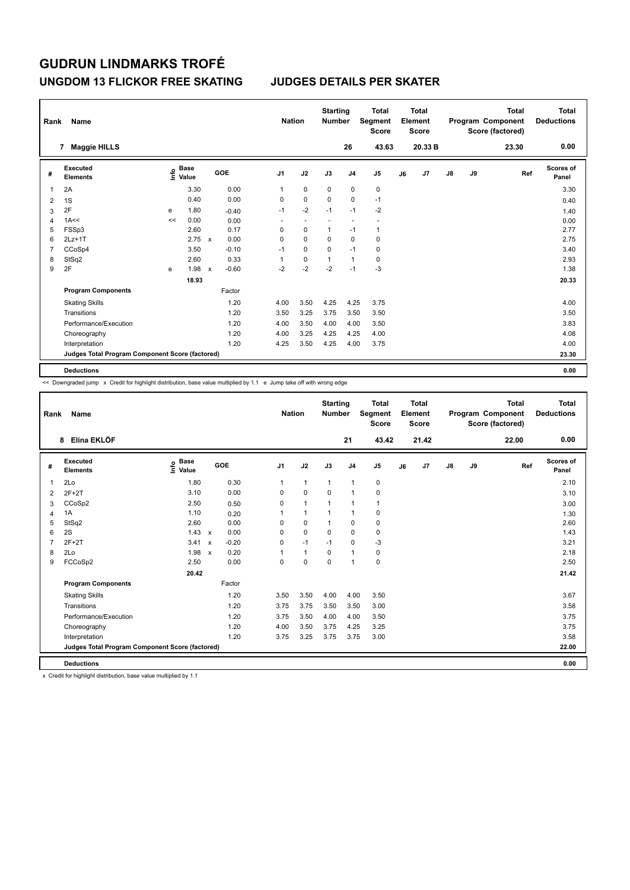# GUDRUN LINDMARKS TROFÉ

## UNGDOM 13 FLICKOR FREE SKATING — JUDGES DETAILS PER SKATER

| Rank | Name | Nation | Starting Number | Total Segment Score | Total Element Score | Total Program Component Score (factored) | Total Deductions |
|---|---|---|---|---|---|---|---|
| 7 | Maggie HILLS | | 26 | 43.63 | 20.33 B | 23.30 | 0.00 |

| # | Executed Elements | Info | Base Value | | GOE | J1 | J2 | J3 | J4 | J5 | J6 | J7 | J8 | J9 | Ref | Scores of Panel |
|---|---|---|---|---|---|---|---|---|---|---|---|---|---|---|---|---|
| 1 | 2A | | 3.30 | | 0.00 | 1 | 0 | 0 | 0 | 0 | | | | | | 3.30 |
| 2 | 1S | | 0.40 | | 0.00 | 0 | 0 | 0 | 0 | -1 | | | | | | 0.40 |
| 3 | 2F | e | 1.80 | | -0.40 | -1 | -2 | -1 | -1 | -2 | | | | | | 1.40 |
| 4 | 1A<< | << | 0.00 | | 0.00 | - | - | - | - | - | | | | | | 0.00 |
| 5 | FSSp3 | | 2.60 | | 0.17 | 0 | 0 | 1 | -1 | 1 | | | | | | 2.77 |
| 6 | 2Lz+1T | | 2.75 | x | 0.00 | 0 | 0 | 0 | 0 | 0 | | | | | | 2.75 |
| 7 | CCoSp4 | | 3.50 | | -0.10 | -1 | 0 | 0 | -1 | 0 | | | | | | 3.40 |
| 8 | StSq2 | | 2.60 | | 0.33 | 1 | 0 | 1 | 1 | 0 | | | | | | 2.93 |
| 9 | 2F | e | 1.98 | x | -0.60 | -2 | -2 | -2 | -1 | -3 | | | | | | 1.38 |
| | | | 18.93 | | | | | | | | | | | | | 20.33 |
| | **Program Components** | | | | Factor | | | | | | | | | | | |
| | Skating Skills | | | | 1.20 | 4.00 | 3.50 | 4.25 | 4.25 | 3.75 | | | | | | 4.00 |
| | Transitions | | | | 1.20 | 3.50 | 3.25 | 3.75 | 3.50 | 3.50 | | | | | | 3.50 |
| | Performance/Execution | | | | 1.20 | 4.00 | 3.50 | 4.00 | 4.00 | 3.50 | | | | | | 3.83 |
| | Choreography | | | | 1.20 | 4.00 | 3.25 | 4.25 | 4.25 | 4.00 | | | | | | 4.08 |
| | Interpretation | | | | 1.20 | 4.25 | 3.50 | 4.25 | 4.00 | 3.75 | | | | | | 4.00 |
| | **Judges Total Program Component Score (factored)** | | | | | | | | | | | | | | | 23.30 |
| | **Deductions** | | | | | | | | | | | | | | | 0.00 |

<< Downgraded jump x Credit for highlight distribution, base value multiplied by 1.1 e Jump take off with wrong edge

| Rank | Name | Nation | Starting Number | Total Segment Score | Total Element Score | Total Program Component Score (factored) | Total Deductions |
|---|---|---|---|---|---|---|---|
| 8 | Elina EKLÖF | | 21 | 43.42 | 21.42 | 22.00 | 0.00 |

| # | Executed Elements | Info | Base Value | | GOE | J1 | J2 | J3 | J4 | J5 | J6 | J7 | J8 | J9 | Ref | Scores of Panel |
|---|---|---|---|---|---|---|---|---|---|---|---|---|---|---|---|---|
| 1 | 2Lo | | 1.80 | | 0.30 | 1 | 1 | 1 | 1 | 0 | | | | | | 2.10 |
| 2 | 2F+2T | | 3.10 | | 0.00 | 0 | 0 | 0 | 1 | 0 | | | | | | 3.10 |
| 3 | CCoSp2 | | 2.50 | | 0.50 | 0 | 1 | 1 | 1 | 1 | | | | | | 3.00 |
| 4 | 1A | | 1.10 | | 0.20 | 1 | 1 | 1 | 1 | 0 | | | | | | 1.30 |
| 5 | StSq2 | | 2.60 | | 0.00 | 0 | 0 | 1 | 0 | 0 | | | | | | 2.60 |
| 6 | 2S | | 1.43 | x | 0.00 | 0 | 0 | 0 | 0 | 0 | | | | | | 1.43 |
| 7 | 2F+2T | | 3.41 | x | -0.20 | 0 | -1 | -1 | 0 | -3 | | | | | | 3.21 |
| 8 | 2Lo | | 1.98 | x | 0.20 | 1 | 1 | 0 | 1 | 0 | | | | | | 2.18 |
| 9 | FCCoSp2 | | 2.50 | | 0.00 | 0 | 0 | 0 | 1 | 0 | | | | | | 2.50 |
| | | | 20.42 | | | | | | | | | | | | | 21.42 |
| | **Program Components** | | | | Factor | | | | | | | | | | | |
| | Skating Skills | | | | 1.20 | 3.50 | 3.50 | 4.00 | 4.00 | 3.50 | | | | | | 3.67 |
| | Transitions | | | | 1.20 | 3.75 | 3.75 | 3.50 | 3.50 | 3.00 | | | | | | 3.58 |
| | Performance/Execution | | | | 1.20 | 3.75 | 3.50 | 4.00 | 4.00 | 3.50 | | | | | | 3.75 |
| | Choreography | | | | 1.20 | 4.00 | 3.50 | 3.75 | 4.25 | 3.25 | | | | | | 3.75 |
| | Interpretation | | | | 1.20 | 3.75 | 3.25 | 3.75 | 3.75 | 3.00 | | | | | | 3.58 |
| | **Judges Total Program Component Score (factored)** | | | | | | | | | | | | | | | 22.00 |
| | **Deductions** | | | | | | | | | | | | | | | 0.00 |

x Credit for highlight distribution, base value multiplied by 1.1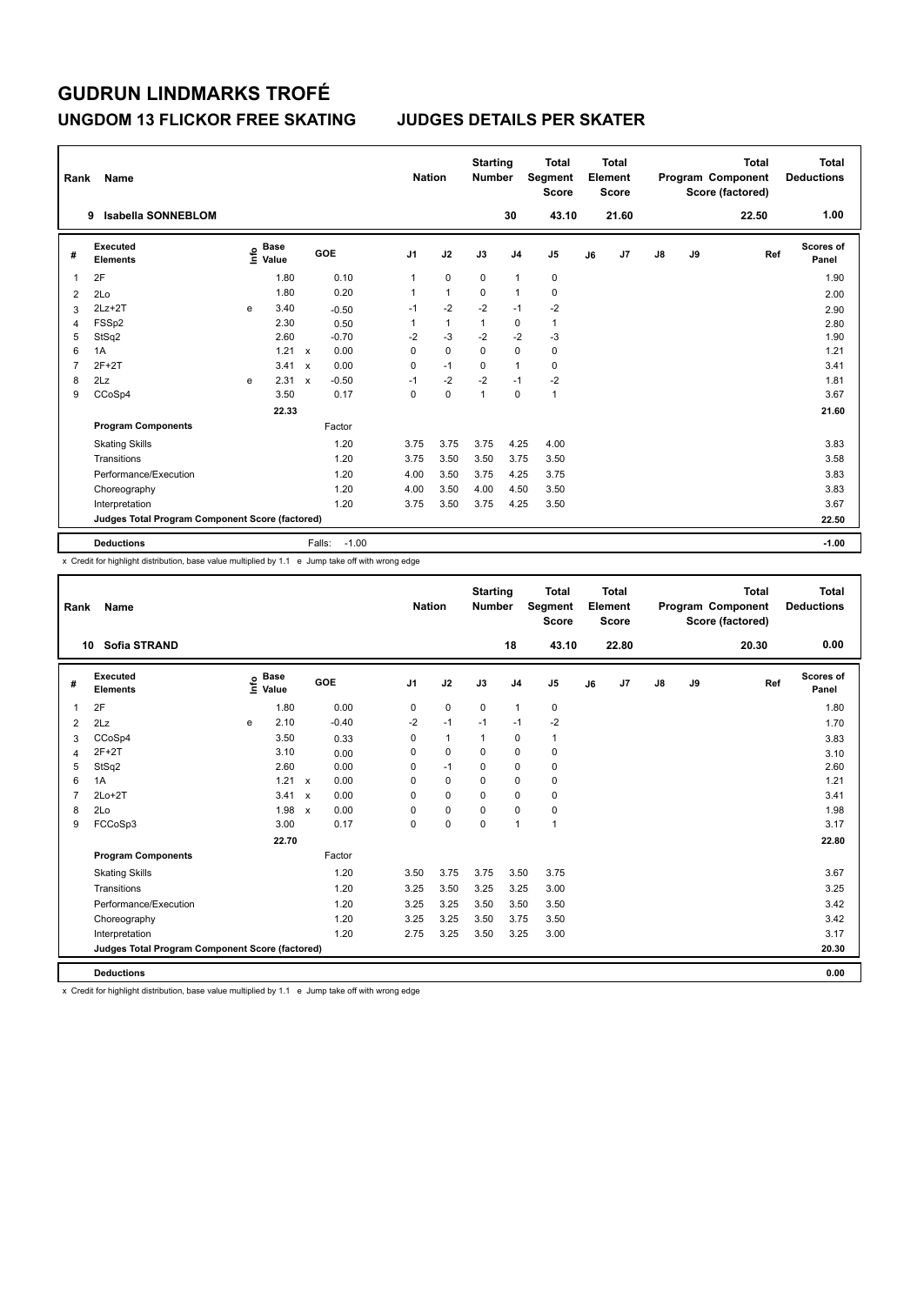# GUDRUN LINDMARKS TROFÉ

## UNGDOM 13 FLICKOR FREE SKATING — JUDGES DETAILS PER SKATER

| Rank | Name | Nation | Starting Number | Total Segment Score | Total Element Score | Total Program Component Score (factored) | Total Deductions |
|---|---|---|---|---|---|---|---|
| 9 | Isabella SONNEBLOM | | 30 | 43.10 | 21.60 | 22.50 | 1.00 |

| # | Executed Elements | Info | Base Value | | GOE | J1 | J2 | J3 | J4 | J5 | J6 | J7 | J8 | J9 | Ref | Scores of Panel |
|---|---|---|---|---|---|---|---|---|---|---|---|---|---|---|---|---|
| 1 | 2F | | 1.80 | | 0.10 | 1 | 0 | 0 | 1 | 0 | | | | | | 1.90 |
| 2 | 2Lo | | 1.80 | | 0.20 | 1 | 1 | 0 | 1 | 0 | | | | | | 2.00 |
| 3 | 2Lz+2T | e | 3.40 | | -0.50 | -1 | -2 | -2 | -1 | -2 | | | | | | 2.90 |
| 4 | FSSp2 | | 2.30 | | 0.50 | 1 | 1 | 1 | 0 | 1 | | | | | | 2.80 |
| 5 | StSq2 | | 2.60 | | -0.70 | -2 | -3 | -2 | -2 | -3 | | | | | | 1.90 |
| 6 | 1A | | 1.21 | x | 0.00 | 0 | 0 | 0 | 0 | 0 | | | | | | 1.21 |
| 7 | 2F+2T | | 3.41 | x | 0.00 | 0 | -1 | 0 | 1 | 0 | | | | | | 3.41 |
| 8 | 2Lz | e | 2.31 | x | -0.50 | -1 | -2 | -2 | -1 | -2 | | | | | | 1.81 |
| 9 | CCoSp4 | | 3.50 | | 0.17 | 0 | 0 | 1 | 0 | 1 | | | | | | 3.67 |
| | | | 22.33 | | | | | | | | | | | | | 21.60 |
| | **Program Components** | | | | Factor | | | | | | | | | | | |
| | Skating Skills | | | | 1.20 | 3.75 | 3.75 | 3.75 | 4.25 | 4.00 | | | | | | 3.83 |
| | Transitions | | | | 1.20 | 3.75 | 3.50 | 3.50 | 3.75 | 3.50 | | | | | | 3.58 |
| | Performance/Execution | | | | 1.20 | 4.00 | 3.50 | 3.75 | 4.25 | 3.75 | | | | | | 3.83 |
| | Choreography | | | | 1.20 | 4.00 | 3.50 | 4.00 | 4.50 | 3.50 | | | | | | 3.83 |
| | Interpretation | | | | 1.20 | 3.75 | 3.50 | 3.75 | 4.25 | 3.50 | | | | | | 3.67 |
| | **Judges Total Program Component Score (factored)** | | | | | | | | | | | | | | | 22.50 |
| | **Deductions** | | | | Falls: -1.00 | | | | | | | | | | | -1.00 |

x Credit for highlight distribution, base value multiplied by 1.1 e Jump take off with wrong edge

| Rank | Name | Nation | Starting Number | Total Segment Score | Total Element Score | Total Program Component Score (factored) | Total Deductions |
|---|---|---|---|---|---|---|---|
| 10 | Sofia STRAND | | 18 | 43.10 | 22.80 | 20.30 | 0.00 |

| # | Executed Elements | Info | Base Value | | GOE | J1 | J2 | J3 | J4 | J5 | J6 | J7 | J8 | J9 | Ref | Scores of Panel |
|---|---|---|---|---|---|---|---|---|---|---|---|---|---|---|---|---|
| 1 | 2F | | 1.80 | | 0.00 | 0 | 0 | 0 | 1 | 0 | | | | | | 1.80 |
| 2 | 2Lz | e | 2.10 | | -0.40 | -2 | -1 | -1 | -1 | -2 | | | | | | 1.70 |
| 3 | CCoSp4 | | 3.50 | | 0.33 | 0 | 1 | 1 | 0 | 1 | | | | | | 3.83 |
| 4 | 2F+2T | | 3.10 | | 0.00 | 0 | 0 | 0 | 0 | 0 | | | | | | 3.10 |
| 5 | StSq2 | | 2.60 | | 0.00 | 0 | -1 | 0 | 0 | 0 | | | | | | 2.60 |
| 6 | 1A | | 1.21 | x | 0.00 | 0 | 0 | 0 | 0 | 0 | | | | | | 1.21 |
| 7 | 2Lo+2T | | 3.41 | x | 0.00 | 0 | 0 | 0 | 0 | 0 | | | | | | 3.41 |
| 8 | 2Lo | | 1.98 | x | 0.00 | 0 | 0 | 0 | 0 | 0 | | | | | | 1.98 |
| 9 | FCCoSp3 | | 3.00 | | 0.17 | 0 | 0 | 0 | 1 | 1 | | | | | | 3.17 |
| | | | 22.70 | | | | | | | | | | | | | 22.80 |
| | **Program Components** | | | | Factor | | | | | | | | | | | |
| | Skating Skills | | | | 1.20 | 3.50 | 3.75 | 3.75 | 3.50 | 3.75 | | | | | | 3.67 |
| | Transitions | | | | 1.20 | 3.25 | 3.50 | 3.25 | 3.25 | 3.00 | | | | | | 3.25 |
| | Performance/Execution | | | | 1.20 | 3.25 | 3.25 | 3.50 | 3.50 | 3.50 | | | | | | 3.42 |
| | Choreography | | | | 1.20 | 3.25 | 3.25 | 3.50 | 3.75 | 3.50 | | | | | | 3.42 |
| | Interpretation | | | | 1.20 | 2.75 | 3.25 | 3.50 | 3.25 | 3.00 | | | | | | 3.17 |
| | **Judges Total Program Component Score (factored)** | | | | | | | | | | | | | | | 20.30 |
| | **Deductions** | | | | | | | | | | | | | | | 0.00 |

x Credit for highlight distribution, base value multiplied by 1.1 e Jump take off with wrong edge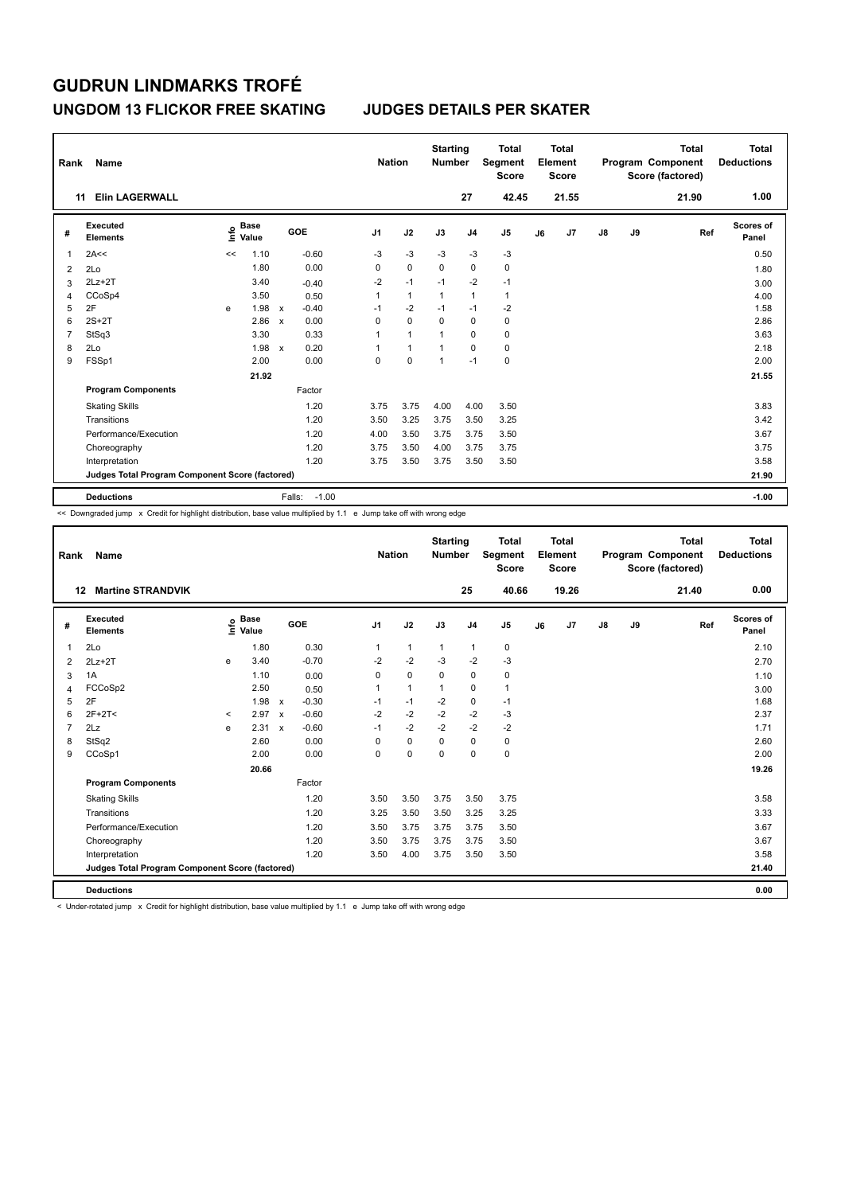# GUDRUN LINDMARKS TROFÉ

## UNGDOM 13 FLICKOR FREE SKATING — JUDGES DETAILS PER SKATER

| Rank | Name | Nation | Starting Number | Total Segment Score | Total Element Score | Total Program Component Score (factored) | Total Deductions |
|---|---|---|---|---|---|---|---|
| 11 | Elin LAGERWALL | | 27 | 42.45 | 21.55 | 21.90 | 1.00 |

| # | Executed Elements | Info | Base Value | | GOE | J1 | J2 | J3 | J4 | J5 | J6 | J7 | J8 | J9 | Ref | Scores of Panel |
|---|---|---|---|---|---|---|---|---|---|---|---|---|---|---|---|---|
| 1 | 2A<< | << | 1.10 | | -0.60 | -3 | -3 | -3 | -3 | -3 | | | | | | 0.50 |
| 2 | 2Lo | | 1.80 | | 0.00 | 0 | 0 | 0 | 0 | 0 | | | | | | 1.80 |
| 3 | 2Lz+2T | | 3.40 | | -0.40 | -2 | -1 | -1 | -2 | -1 | | | | | | 3.00 |
| 4 | CCoSp4 | | 3.50 | | 0.50 | 1 | 1 | 1 | 1 | 1 | | | | | | 4.00 |
| 5 | 2F | e | 1.98 | x | -0.40 | -1 | -2 | -1 | -1 | -2 | | | | | | 1.58 |
| 6 | 2S+2T | | 2.86 | x | 0.00 | 0 | 0 | 0 | 0 | 0 | | | | | | 2.86 |
| 7 | StSq3 | | 3.30 | | 0.33 | 1 | 1 | 1 | 0 | 0 | | | | | | 3.63 |
| 8 | 2Lo | | 1.98 | x | 0.20 | 1 | 1 | 1 | 0 | 0 | | | | | | 2.18 |
| 9 | FSSp1 | | 2.00 | | 0.00 | 0 | 0 | 1 | -1 | 0 | | | | | | 2.00 |
| | | | 21.92 | | | | | | | | | | | | | 21.55 |
| | **Program Components** | | | | Factor | | | | | | | | | | | |
| | Skating Skills | | | | 1.20 | 3.75 | 3.75 | 4.00 | 4.00 | 3.50 | | | | | | 3.83 |
| | Transitions | | | | 1.20 | 3.50 | 3.25 | 3.75 | 3.50 | 3.25 | | | | | | 3.42 |
| | Performance/Execution | | | | 1.20 | 4.00 | 3.50 | 3.75 | 3.75 | 3.50 | | | | | | 3.67 |
| | Choreography | | | | 1.20 | 3.75 | 3.50 | 4.00 | 3.75 | 3.75 | | | | | | 3.75 |
| | Interpretation | | | | 1.20 | 3.75 | 3.50 | 3.75 | 3.50 | 3.50 | | | | | | 3.58 |
| | **Judges Total Program Component Score (factored)** | | | | | | | | | | | | | | | 21.90 |
| | **Deductions** | | | | Falls: -1.00 | | | | | | | | | | | -1.00 |

<< Downgraded jump x Credit for highlight distribution, base value multiplied by 1.1 e Jump take off with wrong edge

| Rank | Name | Nation | Starting Number | Total Segment Score | Total Element Score | Total Program Component Score (factored) | Total Deductions |
|---|---|---|---|---|---|---|---|
| 12 | Martine STRANDVIK | | 25 | 40.66 | 19.26 | 21.40 | 0.00 |

| # | Executed Elements | Info | Base Value | | GOE | J1 | J2 | J3 | J4 | J5 | J6 | J7 | J8 | J9 | Ref | Scores of Panel |
|---|---|---|---|---|---|---|---|---|---|---|---|---|---|---|---|---|
| 1 | 2Lo | | 1.80 | | 0.30 | 1 | 1 | 1 | 1 | 0 | | | | | | 2.10 |
| 2 | 2Lz+2T | e | 3.40 | | -0.70 | -2 | -2 | -3 | -2 | -3 | | | | | | 2.70 |
| 3 | 1A | | 1.10 | | 0.00 | 0 | 0 | 0 | 0 | 0 | | | | | | 1.10 |
| 4 | FCCoSp2 | | 2.50 | | 0.50 | 1 | 1 | 1 | 0 | 1 | | | | | | 3.00 |
| 5 | 2F | | 1.98 | x | -0.30 | -1 | -1 | -2 | 0 | -1 | | | | | | 1.68 |
| 6 | 2F+2T< | < | 2.97 | x | -0.60 | -2 | -2 | -2 | -2 | -3 | | | | | | 2.37 |
| 7 | 2Lz | e | 2.31 | x | -0.60 | -1 | -2 | -2 | -2 | -2 | | | | | | 1.71 |
| 8 | StSq2 | | 2.60 | | 0.00 | 0 | 0 | 0 | 0 | 0 | | | | | | 2.60 |
| 9 | CCoSp1 | | 2.00 | | 0.00 | 0 | 0 | 0 | 0 | 0 | | | | | | 2.00 |
| | | | 20.66 | | | | | | | | | | | | | 19.26 |
| | **Program Components** | | | | Factor | | | | | | | | | | | |
| | Skating Skills | | | | 1.20 | 3.50 | 3.50 | 3.75 | 3.50 | 3.75 | | | | | | 3.58 |
| | Transitions | | | | 1.20 | 3.25 | 3.50 | 3.50 | 3.25 | 3.25 | | | | | | 3.33 |
| | Performance/Execution | | | | 1.20 | 3.50 | 3.75 | 3.75 | 3.75 | 3.50 | | | | | | 3.67 |
| | Choreography | | | | 1.20 | 3.50 | 3.75 | 3.75 | 3.75 | 3.50 | | | | | | 3.67 |
| | Interpretation | | | | 1.20 | 3.50 | 4.00 | 3.75 | 3.50 | 3.50 | | | | | | 3.58 |
| | **Judges Total Program Component Score (factored)** | | | | | | | | | | | | | | | 21.40 |
| | **Deductions** | | | | | | | | | | | | | | | 0.00 |

< Under-rotated jump x Credit for highlight distribution, base value multiplied by 1.1 e Jump take off with wrong edge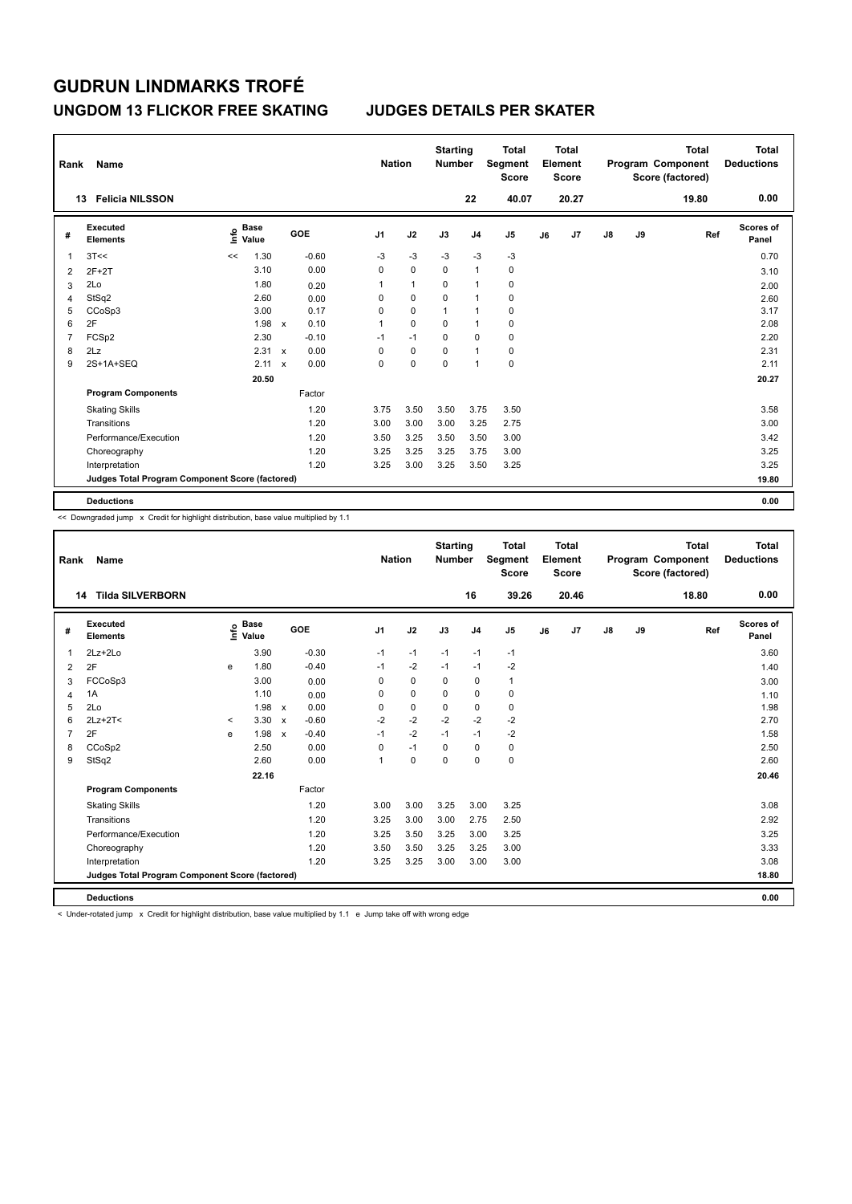# GUDRUN LINDMARKS TROFÉ

## UNGDOM 13 FLICKOR FREE SKATING    JUDGES DETAILS PER SKATER

| Rank | Name | Nation | Starting Number | Total Segment Score | Total Element Score | Total Program Component Score (factored) | Total Deductions |
|---|---|---|---|---|---|---|---|
| 13 | Felicia NILSSON | | 22 | 40.07 | 20.27 | 19.80 | 0.00 |

| # | Executed Elements | Info | Base Value | | GOE | J1 | J2 | J3 | J4 | J5 | J6 | J7 | J8 | J9 | Ref | Scores of Panel |
|---|---|---|---|---|---|---|---|---|---|---|---|---|---|---|---|---|
| 1 | 3T<< | << | 1.30 | | -0.60 | -3 | -3 | -3 | -3 | -3 | | | | | | 0.70 |
| 2 | 2F+2T | | 3.10 | | 0.00 | 0 | 0 | 0 | 1 | 0 | | | | | | 3.10 |
| 3 | 2Lo | | 1.80 | | 0.20 | 1 | 1 | 0 | 1 | 0 | | | | | | 2.00 |
| 4 | StSq2 | | 2.60 | | 0.00 | 0 | 0 | 0 | 1 | 0 | | | | | | 2.60 |
| 5 | CCoSp3 | | 3.00 | | 0.17 | 0 | 0 | 1 | 1 | 0 | | | | | | 3.17 |
| 6 | 2F | | 1.98 | x | 0.10 | 1 | 0 | 0 | 1 | 0 | | | | | | 2.08 |
| 7 | FCSp2 | | 2.30 | | -0.10 | -1 | -1 | 0 | 0 | 0 | | | | | | 2.20 |
| 8 | 2Lz | | 2.31 | x | 0.00 | 0 | 0 | 0 | 1 | 0 | | | | | | 2.31 |
| 9 | 2S+1A+SEQ | | 2.11 | x | 0.00 | 0 | 0 | 0 | 1 | 0 | | | | | | 2.11 |
| | | | 20.50 | | | | | | | | | | | | | 20.27 |
| | **Program Components** | | | | Factor | | | | | | | | | | | |
| | Skating Skills | | | | 1.20 | 3.75 | 3.50 | 3.50 | 3.75 | 3.50 | | | | | | 3.58 |
| | Transitions | | | | 1.20 | 3.00 | 3.00 | 3.00 | 3.25 | 2.75 | | | | | | 3.00 |
| | Performance/Execution | | | | 1.20 | 3.50 | 3.25 | 3.50 | 3.50 | 3.00 | | | | | | 3.42 |
| | Choreography | | | | 1.20 | 3.25 | 3.25 | 3.25 | 3.75 | 3.00 | | | | | | 3.25 |
| | Interpretation | | | | 1.20 | 3.25 | 3.00 | 3.25 | 3.50 | 3.25 | | | | | | 3.25 |
| | **Judges Total Program Component Score (factored)** | | | | | | | | | | | | | | | 19.80 |
| | **Deductions** | | | | | | | | | | | | | | | 0.00 |

<< Downgraded jump x Credit for highlight distribution, base value multiplied by 1.1

| Rank | Name | Nation | Starting Number | Total Segment Score | Total Element Score | Total Program Component Score (factored) | Total Deductions |
|---|---|---|---|---|---|---|---|
| 14 | Tilda SILVERBORN | | 16 | 39.26 | 20.46 | 18.80 | 0.00 |

| # | Executed Elements | Info | Base Value | | GOE | J1 | J2 | J3 | J4 | J5 | J6 | J7 | J8 | J9 | Ref | Scores of Panel |
|---|---|---|---|---|---|---|---|---|---|---|---|---|---|---|---|---|
| 1 | 2Lz+2Lo | | 3.90 | | -0.30 | -1 | -1 | -1 | -1 | -1 | | | | | | 3.60 |
| 2 | 2F | e | 1.80 | | -0.40 | -1 | -2 | -1 | -1 | -2 | | | | | | 1.40 |
| 3 | FCCoSp3 | | 3.00 | | 0.00 | 0 | 0 | 0 | 0 | 1 | | | | | | 3.00 |
| 4 | 1A | | 1.10 | | 0.00 | 0 | 0 | 0 | 0 | 0 | | | | | | 1.10 |
| 5 | 2Lo | | 1.98 | x | 0.00 | 0 | 0 | 0 | 0 | 0 | | | | | | 1.98 |
| 6 | 2Lz+2T< | < | 3.30 | x | -0.60 | -2 | -2 | -2 | -2 | -2 | | | | | | 2.70 |
| 7 | 2F | e | 1.98 | x | -0.40 | -1 | -2 | -1 | -1 | -2 | | | | | | 1.58 |
| 8 | CCoSp2 | | 2.50 | | 0.00 | 0 | -1 | 0 | 0 | 0 | | | | | | 2.50 |
| 9 | StSq2 | | 2.60 | | 0.00 | 1 | 0 | 0 | 0 | 0 | | | | | | 2.60 |
| | | | 22.16 | | | | | | | | | | | | | 20.46 |
| | **Program Components** | | | | Factor | | | | | | | | | | | |
| | Skating Skills | | | | 1.20 | 3.00 | 3.00 | 3.25 | 3.00 | 3.25 | | | | | | 3.08 |
| | Transitions | | | | 1.20 | 3.25 | 3.00 | 3.00 | 2.75 | 2.50 | | | | | | 2.92 |
| | Performance/Execution | | | | 1.20 | 3.25 | 3.50 | 3.25 | 3.00 | 3.25 | | | | | | 3.25 |
| | Choreography | | | | 1.20 | 3.50 | 3.50 | 3.25 | 3.25 | 3.00 | | | | | | 3.33 |
| | Interpretation | | | | 1.20 | 3.25 | 3.25 | 3.00 | 3.00 | 3.00 | | | | | | 3.08 |
| | **Judges Total Program Component Score (factored)** | | | | | | | | | | | | | | | 18.80 |
| | **Deductions** | | | | | | | | | | | | | | | 0.00 |

< Under-rotated jump x Credit for highlight distribution, base value multiplied by 1.1 e Jump take off with wrong edge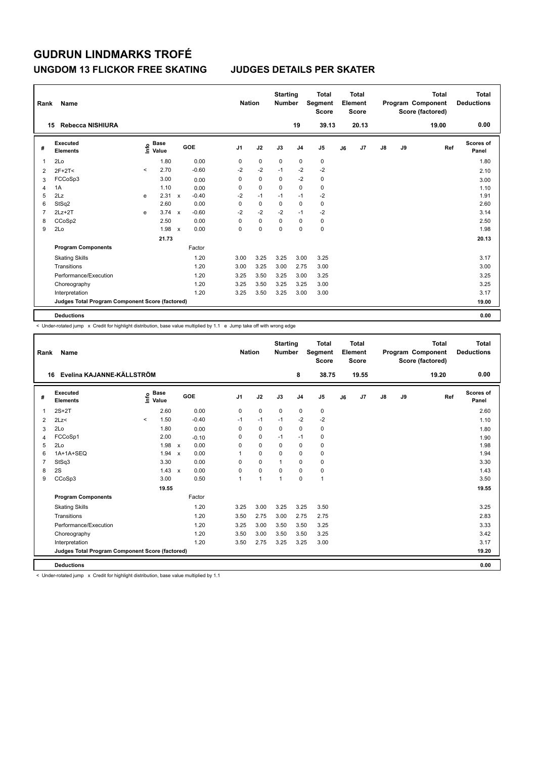# GUDRUN LINDMARKS TROFÉ

## UNGDOM 13 FLICKOR FREE SKATING　　JUDGES DETAILS PER SKATER

| Rank | Name | Nation | Starting Number | Total Segment Score | Total Element Score | Total Program Component Score (factored) | Total Deductions |
|---|---|---|---|---|---|---|---|
| 15 | Rebecca NISHIURA | | 19 | 39.13 | 20.13 | 19.00 | 0.00 |

| # | Executed Elements | Info | Base Value | | GOE | J1 | J2 | J3 | J4 | J5 | J6 | J7 | J8 | J9 | Ref | Scores of Panel |
|---|---|---|---|---|---|---|---|---|---|---|---|---|---|---|---|---|
| 1 | 2Lo | | 1.80 | | 0.00 | 0 | 0 | 0 | 0 | 0 | | | | | | 1.80 |
| 2 | 2F+2T< | < | 2.70 | | -0.60 | -2 | -2 | -1 | -2 | -2 | | | | | | 2.10 |
| 3 | FCCoSp3 | | 3.00 | | 0.00 | 0 | 0 | 0 | -2 | 0 | | | | | | 3.00 |
| 4 | 1A | | 1.10 | | 0.00 | 0 | 0 | 0 | 0 | 0 | | | | | | 1.10 |
| 5 | 2Lz | e | 2.31 | x | -0.40 | -2 | -1 | -1 | -1 | -2 | | | | | | 1.91 |
| 6 | StSq2 | | 2.60 | | 0.00 | 0 | 0 | 0 | 0 | 0 | | | | | | 2.60 |
| 7 | 2Lz+2T | e | 3.74 | x | -0.60 | -2 | -2 | -2 | -1 | -2 | | | | | | 3.14 |
| 8 | CCoSp2 | | 2.50 | | 0.00 | 0 | 0 | 0 | 0 | 0 | | | | | | 2.50 |
| 9 | 2Lo | | 1.98 | x | 0.00 | 0 | 0 | 0 | 0 | 0 | | | | | | 1.98 |
| | | | 21.73 | | | | | | | | | | | | | 20.13 |
| | **Program Components** | | | | Factor | | | | | | | | | | | |
| | Skating Skills | | | | 1.20 | 3.00 | 3.25 | 3.25 | 3.00 | 3.25 | | | | | | 3.17 |
| | Transitions | | | | 1.20 | 3.00 | 3.25 | 3.00 | 2.75 | 3.00 | | | | | | 3.00 |
| | Performance/Execution | | | | 1.20 | 3.25 | 3.50 | 3.25 | 3.00 | 3.25 | | | | | | 3.25 |
| | Choreography | | | | 1.20 | 3.25 | 3.50 | 3.25 | 3.25 | 3.00 | | | | | | 3.25 |
| | Interpretation | | | | 1.20 | 3.25 | 3.50 | 3.25 | 3.00 | 3.00 | | | | | | 3.17 |
| | **Judges Total Program Component Score (factored)** | | | | | | | | | | | | | | | 19.00 |
| | **Deductions** | | | | | | | | | | | | | | | 0.00 |

< Under-rotated jump x Credit for highlight distribution, base value multiplied by 1.1 e Jump take off with wrong edge

| Rank | Name | Nation | Starting Number | Total Segment Score | Total Element Score | Total Program Component Score (factored) | Total Deductions |
|---|---|---|---|---|---|---|---|
| 16 | Evelina KAJANNE-KÄLLSTRÖM | | 8 | 38.75 | 19.55 | 19.20 | 0.00 |

| # | Executed Elements | Info | Base Value | | GOE | J1 | J2 | J3 | J4 | J5 | J6 | J7 | J8 | J9 | Ref | Scores of Panel |
|---|---|---|---|---|---|---|---|---|---|---|---|---|---|---|---|---|
| 1 | 2S+2T | | 2.60 | | 0.00 | 0 | 0 | 0 | 0 | 0 | | | | | | 2.60 |
| 2 | 2Lz< | < | 1.50 | | -0.40 | -1 | -1 | -1 | -2 | -2 | | | | | | 1.10 |
| 3 | 2Lo | | 1.80 | | 0.00 | 0 | 0 | 0 | 0 | 0 | | | | | | 1.80 |
| 4 | FCCoSp1 | | 2.00 | | -0.10 | 0 | 0 | -1 | -1 | 0 | | | | | | 1.90 |
| 5 | 2Lo | | 1.98 | x | 0.00 | 0 | 0 | 0 | 0 | 0 | | | | | | 1.98 |
| 6 | 1A+1A+SEQ | | 1.94 | x | 0.00 | 1 | 0 | 0 | 0 | 0 | | | | | | 1.94 |
| 7 | StSq3 | | 3.30 | | 0.00 | 0 | 0 | 1 | 0 | 0 | | | | | | 3.30 |
| 8 | 2S | | 1.43 | x | 0.00 | 0 | 0 | 0 | 0 | 0 | | | | | | 1.43 |
| 9 | CCoSp3 | | 3.00 | | 0.50 | 1 | 1 | 1 | 0 | 1 | | | | | | 3.50 |
| | | | 19.55 | | | | | | | | | | | | | 19.55 |
| | **Program Components** | | | | Factor | | | | | | | | | | | |
| | Skating Skills | | | | 1.20 | 3.25 | 3.00 | 3.25 | 3.25 | 3.50 | | | | | | 3.25 |
| | Transitions | | | | 1.20 | 3.50 | 2.75 | 3.00 | 2.75 | 2.75 | | | | | | 2.83 |
| | Performance/Execution | | | | 1.20 | 3.25 | 3.00 | 3.50 | 3.50 | 3.25 | | | | | | 3.33 |
| | Choreography | | | | 1.20 | 3.50 | 3.00 | 3.50 | 3.50 | 3.25 | | | | | | 3.42 |
| | Interpretation | | | | 1.20 | 3.50 | 2.75 | 3.25 | 3.25 | 3.00 | | | | | | 3.17 |
| | **Judges Total Program Component Score (factored)** | | | | | | | | | | | | | | | 19.20 |
| | **Deductions** | | | | | | | | | | | | | | | 0.00 |

< Under-rotated jump x Credit for highlight distribution, base value multiplied by 1.1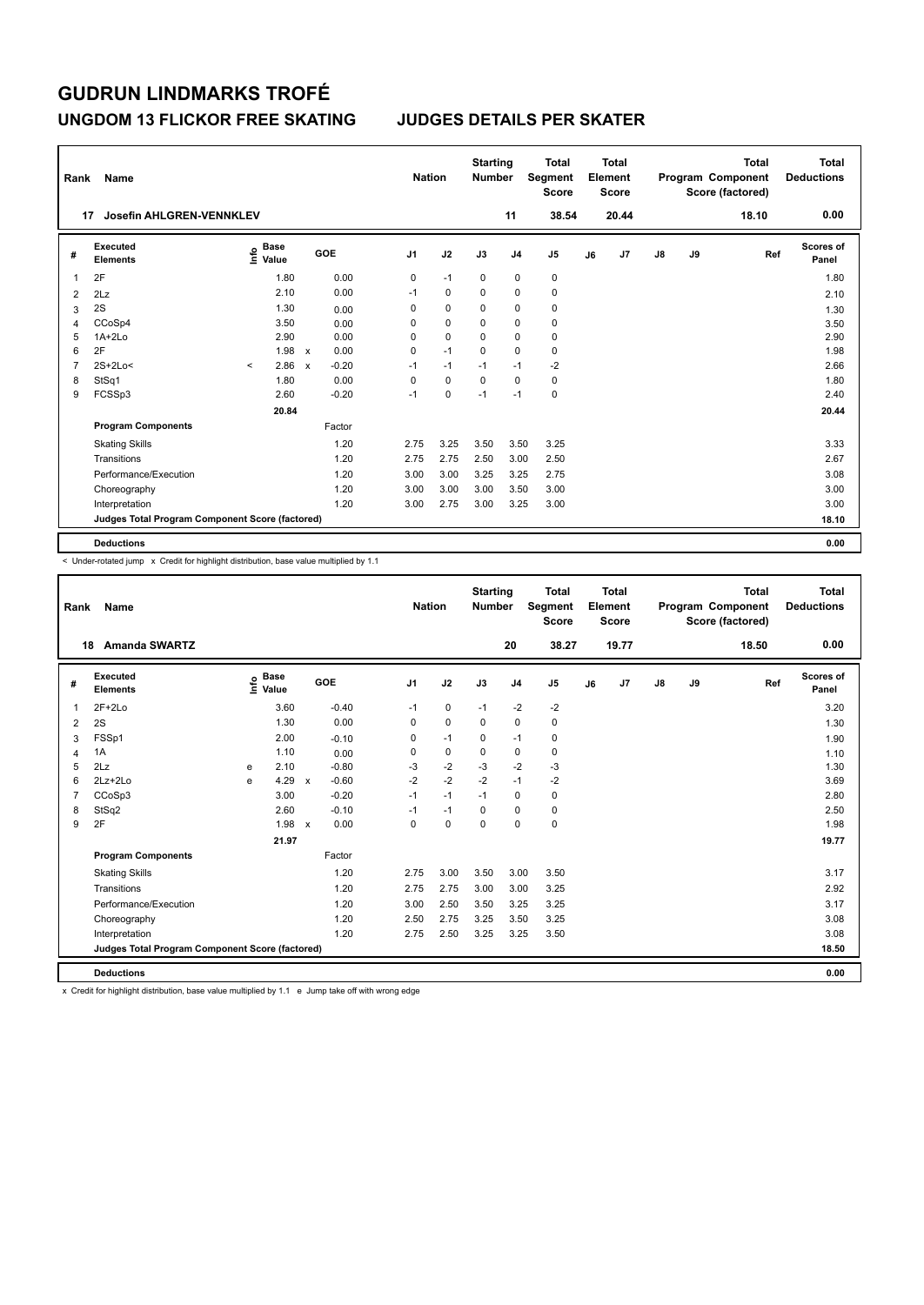# GUDRUN LINDMARKS TROFÉ

## UNGDOM 13 FLICKOR FREE SKATING — JUDGES DETAILS PER SKATER

| Rank | Name | Nation | Starting Number | Total Segment Score | Total Element Score | Total Program Component Score (factored) | Total Deductions |
|---|---|---|---|---|---|---|---|
| 17 | Josefin AHLGREN-VENNKLEV | | 11 | 38.54 | 20.44 | 18.10 | 0.00 |

| # | Executed Elements | Info | Base Value | | GOE | J1 | J2 | J3 | J4 | J5 | J6 | J7 | J8 | J9 | Ref | Scores of Panel |
|---|---|---|---|---|---|---|---|---|---|---|---|---|---|---|---|---|
| 1 | 2F | | 1.80 | | 0.00 | 0 | -1 | 0 | 0 | 0 | | | | | | 1.80 |
| 2 | 2Lz | | 2.10 | | 0.00 | -1 | 0 | 0 | 0 | 0 | | | | | | 2.10 |
| 3 | 2S | | 1.30 | | 0.00 | 0 | 0 | 0 | 0 | 0 | | | | | | 1.30 |
| 4 | CCoSp4 | | 3.50 | | 0.00 | 0 | 0 | 0 | 0 | 0 | | | | | | 3.50 |
| 5 | 1A+2Lo | | 2.90 | | 0.00 | 0 | 0 | 0 | 0 | 0 | | | | | | 2.90 |
| 6 | 2F | | 1.98 | x | 0.00 | 0 | -1 | 0 | 0 | 0 | | | | | | 1.98 |
| 7 | 2S+2Lo< | < | 2.86 | x | -0.20 | -1 | -1 | -1 | -1 | -2 | | | | | | 2.66 |
| 8 | StSq1 | | 1.80 | | 0.00 | 0 | 0 | 0 | 0 | 0 | | | | | | 1.80 |
| 9 | FCSSp3 | | 2.60 | | -0.20 | -1 | 0 | -1 | -1 | 0 | | | | | | 2.40 |
| | | | 20.84 | | | | | | | | | | | | | 20.44 |
| | **Program Components** | | | | Factor | | | | | | | | | | | |
| | Skating Skills | | | | 1.20 | 2.75 | 3.25 | 3.50 | 3.50 | 3.25 | | | | | | 3.33 |
| | Transitions | | | | 1.20 | 2.75 | 2.75 | 2.50 | 3.00 | 2.50 | | | | | | 2.67 |
| | Performance/Execution | | | | 1.20 | 3.00 | 3.00 | 3.25 | 3.25 | 2.75 | | | | | | 3.08 |
| | Choreography | | | | 1.20 | 3.00 | 3.00 | 3.00 | 3.50 | 3.00 | | | | | | 3.00 |
| | Interpretation | | | | 1.20 | 3.00 | 2.75 | 3.00 | 3.25 | 3.00 | | | | | | 3.00 |
| | **Judges Total Program Component Score (factored)** | | | | | | | | | | | | | | | 18.10 |
| | **Deductions** | | | | | | | | | | | | | | | 0.00 |

< Under-rotated jump x Credit for highlight distribution, base value multiplied by 1.1

| Rank | Name | Nation | Starting Number | Total Segment Score | Total Element Score | Total Program Component Score (factored) | Total Deductions |
|---|---|---|---|---|---|---|---|
| 18 | Amanda SWARTZ | | 20 | 38.27 | 19.77 | 18.50 | 0.00 |

| # | Executed Elements | Info | Base Value | | GOE | J1 | J2 | J3 | J4 | J5 | J6 | J7 | J8 | J9 | Ref | Scores of Panel |
|---|---|---|---|---|---|---|---|---|---|---|---|---|---|---|---|---|
| 1 | 2F+2Lo | | 3.60 | | -0.40 | -1 | 0 | -1 | -2 | -2 | | | | | | 3.20 |
| 2 | 2S | | 1.30 | | 0.00 | 0 | 0 | 0 | 0 | 0 | | | | | | 1.30 |
| 3 | FSSp1 | | 2.00 | | -0.10 | 0 | -1 | 0 | -1 | 0 | | | | | | 1.90 |
| 4 | 1A | | 1.10 | | 0.00 | 0 | 0 | 0 | 0 | 0 | | | | | | 1.10 |
| 5 | 2Lz | e | 2.10 | | -0.80 | -3 | -2 | -3 | -2 | -3 | | | | | | 1.30 |
| 6 | 2Lz+2Lo | e | 4.29 | x | -0.60 | -2 | -2 | -2 | -1 | -2 | | | | | | 3.69 |
| 7 | CCoSp3 | | 3.00 | | -0.20 | -1 | -1 | -1 | 0 | 0 | | | | | | 2.80 |
| 8 | StSq2 | | 2.60 | | -0.10 | -1 | -1 | 0 | 0 | 0 | | | | | | 2.50 |
| 9 | 2F | | 1.98 | x | 0.00 | 0 | 0 | 0 | 0 | 0 | | | | | | 1.98 |
| | | | 21.97 | | | | | | | | | | | | | 19.77 |
| | **Program Components** | | | | Factor | | | | | | | | | | | |
| | Skating Skills | | | | 1.20 | 2.75 | 3.00 | 3.50 | 3.00 | 3.50 | | | | | | 3.17 |
| | Transitions | | | | 1.20 | 2.75 | 2.75 | 3.00 | 3.00 | 3.25 | | | | | | 2.92 |
| | Performance/Execution | | | | 1.20 | 3.00 | 2.50 | 3.50 | 3.25 | 3.25 | | | | | | 3.17 |
| | Choreography | | | | 1.20 | 2.50 | 2.75 | 3.25 | 3.50 | 3.25 | | | | | | 3.08 |
| | Interpretation | | | | 1.20 | 2.75 | 2.50 | 3.25 | 3.25 | 3.50 | | | | | | 3.08 |
| | **Judges Total Program Component Score (factored)** | | | | | | | | | | | | | | | 18.50 |
| | **Deductions** | | | | | | | | | | | | | | | 0.00 |

x Credit for highlight distribution, base value multiplied by 1.1 e Jump take off with wrong edge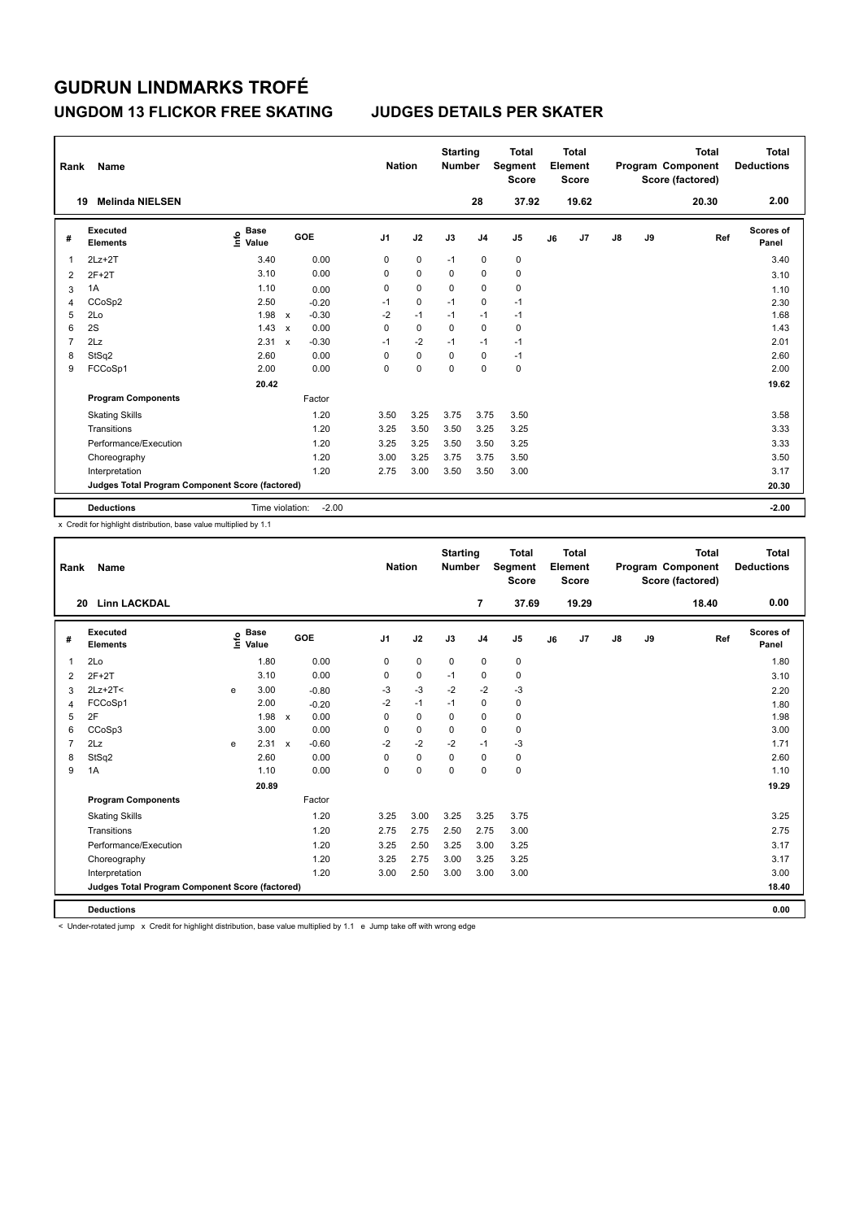# GUDRUN LINDMARKS TROFÉ

## UNGDOM 13 FLICKOR FREE SKATING JUDGES DETAILS PER SKATER

| Rank | Name | Nation | Starting Number | Total Segment Score | Total Element Score | Total Program Component Score (factored) | Total Deductions |
|---|---|---|---|---|---|---|---|
| 19 | Melinda NIELSEN | | 28 | 37.92 | 19.62 | 20.30 | 2.00 |

| # | Executed Elements | Info | Base Value | | GOE | J1 | J2 | J3 | J4 | J5 | J6 | J7 | J8 | J9 | Ref | Scores of Panel |
|---|---|---|---|---|---|---|---|---|---|---|---|---|---|---|---|---|
| 1 | 2Lz+2T | | 3.40 | | 0.00 | 0 | 0 | -1 | 0 | 0 | | | | | | 3.40 |
| 2 | 2F+2T | | 3.10 | | 0.00 | 0 | 0 | 0 | 0 | 0 | | | | | | 3.10 |
| 3 | 1A | | 1.10 | | 0.00 | 0 | 0 | 0 | 0 | 0 | | | | | | 1.10 |
| 4 | CCoSp2 | | 2.50 | | -0.20 | -1 | 0 | -1 | 0 | -1 | | | | | | 2.30 |
| 5 | 2Lo | | 1.98 | x | -0.30 | -2 | -1 | -1 | -1 | -1 | | | | | | 1.68 |
| 6 | 2S | | 1.43 | x | 0.00 | 0 | 0 | 0 | 0 | 0 | | | | | | 1.43 |
| 7 | 2Lz | | 2.31 | x | -0.30 | -1 | -2 | -1 | -1 | -1 | | | | | | 2.01 |
| 8 | StSq2 | | 2.60 | | 0.00 | 0 | 0 | 0 | 0 | -1 | | | | | | 2.60 |
| 9 | FCCoSp1 | | 2.00 | | 0.00 | 0 | 0 | 0 | 0 | 0 | | | | | | 2.00 |
| | | | 20.42 | | | | | | | | | | | | | 19.62 |
| | **Program Components** | | | | Factor | | | | | | | | | | | |
| | Skating Skills | | | | 1.20 | 3.50 | 3.25 | 3.75 | 3.75 | 3.50 | | | | | | 3.58 |
| | Transitions | | | | 1.20 | 3.25 | 3.50 | 3.50 | 3.25 | 3.25 | | | | | | 3.33 |
| | Performance/Execution | | | | 1.20 | 3.25 | 3.25 | 3.50 | 3.50 | 3.25 | | | | | | 3.33 |
| | Choreography | | | | 1.20 | 3.00 | 3.25 | 3.75 | 3.75 | 3.50 | | | | | | 3.50 |
| | Interpretation | | | | 1.20 | 2.75 | 3.00 | 3.50 | 3.50 | 3.00 | | | | | | 3.17 |
| | **Judges Total Program Component Score (factored)** | | | | | | | | | | | | | | | 20.30 |
| | **Deductions** | | Time violation: | | -2.00 | | | | | | | | | | | -2.00 |

x Credit for highlight distribution, base value multiplied by 1.1

| Rank | Name | Nation | Starting Number | Total Segment Score | Total Element Score | Total Program Component Score (factored) | Total Deductions |
|---|---|---|---|---|---|---|---|
| 20 | Linn LACKDAL | | 7 | 37.69 | 19.29 | 18.40 | 0.00 |

| # | Executed Elements | Info | Base Value | | GOE | J1 | J2 | J3 | J4 | J5 | J6 | J7 | J8 | J9 | Ref | Scores of Panel |
|---|---|---|---|---|---|---|---|---|---|---|---|---|---|---|---|---|
| 1 | 2Lo | | 1.80 | | 0.00 | 0 | 0 | 0 | 0 | 0 | | | | | | 1.80 |
| 2 | 2F+2T | | 3.10 | | 0.00 | 0 | 0 | -1 | 0 | 0 | | | | | | 3.10 |
| 3 | 2Lz+2T< | e | 3.00 | | -0.80 | -3 | -3 | -2 | -2 | -3 | | | | | | 2.20 |
| 4 | FCCoSp1 | | 2.00 | | -0.20 | -2 | -1 | -1 | 0 | 0 | | | | | | 1.80 |
| 5 | 2F | | 1.98 | x | 0.00 | 0 | 0 | 0 | 0 | 0 | | | | | | 1.98 |
| 6 | CCoSp3 | | 3.00 | | 0.00 | 0 | 0 | 0 | 0 | 0 | | | | | | 3.00 |
| 7 | 2Lz | e | 2.31 | x | -0.60 | -2 | -2 | -2 | -1 | -3 | | | | | | 1.71 |
| 8 | StSq2 | | 2.60 | | 0.00 | 0 | 0 | 0 | 0 | 0 | | | | | | 2.60 |
| 9 | 1A | | 1.10 | | 0.00 | 0 | 0 | 0 | 0 | 0 | | | | | | 1.10 |
| | | | 20.89 | | | | | | | | | | | | | 19.29 |
| | **Program Components** | | | | Factor | | | | | | | | | | | |
| | Skating Skills | | | | 1.20 | 3.25 | 3.00 | 3.25 | 3.25 | 3.75 | | | | | | 3.25 |
| | Transitions | | | | 1.20 | 2.75 | 2.75 | 2.50 | 2.75 | 3.00 | | | | | | 2.75 |
| | Performance/Execution | | | | 1.20 | 3.25 | 2.50 | 3.25 | 3.00 | 3.25 | | | | | | 3.17 |
| | Choreography | | | | 1.20 | 3.25 | 2.75 | 3.00 | 3.25 | 3.25 | | | | | | 3.17 |
| | Interpretation | | | | 1.20 | 3.00 | 2.50 | 3.00 | 3.00 | 3.00 | | | | | | 3.00 |
| | **Judges Total Program Component Score (factored)** | | | | | | | | | | | | | | | 18.40 |
| | **Deductions** | | | | | | | | | | | | | | | 0.00 |

< Under-rotated jump x Credit for highlight distribution, base value multiplied by 1.1 e Jump take off with wrong edge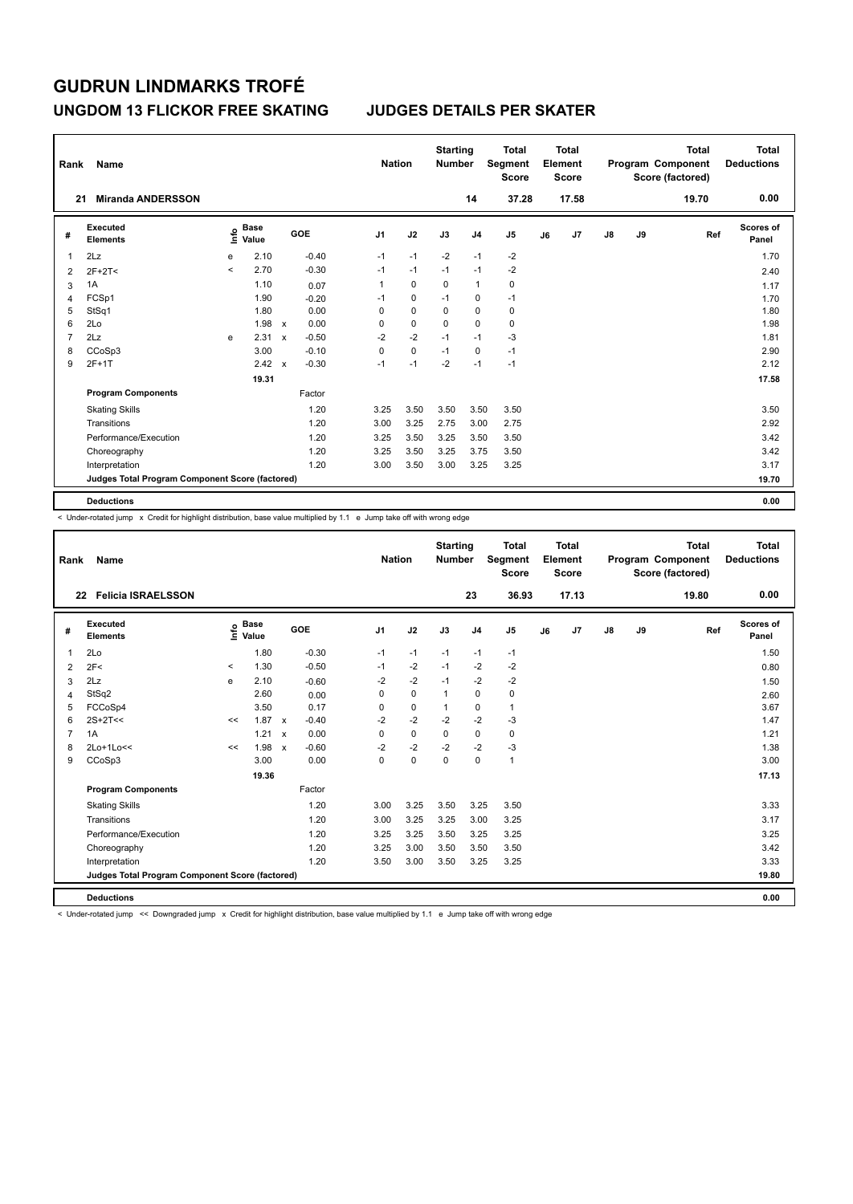# GUDRUN LINDMARKS TROFÉ

## UNGDOM 13 FLICKOR FREE SKATING — JUDGES DETAILS PER SKATER

| Rank | Name | Nation | Starting Number | Total Segment Score | Total Element Score | Total Program Component Score (factored) | Total Deductions |
|---|---|---|---|---|---|---|---|
| 21 | Miranda ANDERSSON | | 14 | 37.28 | 17.58 | 19.70 | 0.00 |

| # | Executed Elements | Info | Base Value | | GOE | J1 | J2 | J3 | J4 | J5 | J6 | J7 | J8 | J9 | Ref | Scores of Panel |
|---|---|---|---|---|---|---|---|---|---|---|---|---|---|---|---|---|
| 1 | 2Lz | e | 2.10 | | -0.40 | -1 | -1 | -2 | -1 | -2 | | | | | | 1.70 |
| 2 | 2F+2T< | < | 2.70 | | -0.30 | -1 | -1 | -1 | -1 | -2 | | | | | | 2.40 |
| 3 | 1A | | 1.10 | | 0.07 | 1 | 0 | 0 | 1 | 0 | | | | | | 1.17 |
| 4 | FCSp1 | | 1.90 | | -0.20 | -1 | 0 | -1 | 0 | -1 | | | | | | 1.70 |
| 5 | StSq1 | | 1.80 | | 0.00 | 0 | 0 | 0 | 0 | 0 | | | | | | 1.80 |
| 6 | 2Lo | | 1.98 | x | 0.00 | 0 | 0 | 0 | 0 | 0 | | | | | | 1.98 |
| 7 | 2Lz | e | 2.31 | x | -0.50 | -2 | -2 | -1 | -1 | -3 | | | | | | 1.81 |
| 8 | CCoSp3 | | 3.00 | | -0.10 | 0 | 0 | -1 | 0 | -1 | | | | | | 2.90 |
| 9 | 2F+1T | | 2.42 | x | -0.30 | -1 | -1 | -2 | -1 | -1 | | | | | | 2.12 |
| | | | 19.31 | | | | | | | | | | | | | 17.58 |
| | **Program Components** | | | | Factor | | | | | | | | | | | |
| | Skating Skills | | | | 1.20 | 3.25 | 3.50 | 3.50 | 3.50 | 3.50 | | | | | | 3.50 |
| | Transitions | | | | 1.20 | 3.00 | 3.25 | 2.75 | 3.00 | 2.75 | | | | | | 2.92 |
| | Performance/Execution | | | | 1.20 | 3.25 | 3.50 | 3.25 | 3.50 | 3.50 | | | | | | 3.42 |
| | Choreography | | | | 1.20 | 3.25 | 3.50 | 3.25 | 3.75 | 3.50 | | | | | | 3.42 |
| | Interpretation | | | | 1.20 | 3.00 | 3.50 | 3.00 | 3.25 | 3.25 | | | | | | 3.17 |
| | **Judges Total Program Component Score (factored)** | | | | | | | | | | | | | | | 19.70 |
| | **Deductions** | | | | | | | | | | | | | | | 0.00 |

< Under-rotated jump x Credit for highlight distribution, base value multiplied by 1.1 e Jump take off with wrong edge

| Rank | Name | Nation | Starting Number | Total Segment Score | Total Element Score | Total Program Component Score (factored) | Total Deductions |
|---|---|---|---|---|---|---|---|
| 22 | Felicia ISRAELSSON | | 23 | 36.93 | 17.13 | 19.80 | 0.00 |

| # | Executed Elements | Info | Base Value | | GOE | J1 | J2 | J3 | J4 | J5 | J6 | J7 | J8 | J9 | Ref | Scores of Panel |
|---|---|---|---|---|---|---|---|---|---|---|---|---|---|---|---|---|
| 1 | 2Lo | | 1.80 | | -0.30 | -1 | -1 | -1 | -1 | -1 | | | | | | 1.50 |
| 2 | 2F< | < | 1.30 | | -0.50 | -1 | -2 | -1 | -2 | -2 | | | | | | 0.80 |
| 3 | 2Lz | e | 2.10 | | -0.60 | -2 | -2 | -1 | -2 | -2 | | | | | | 1.50 |
| 4 | StSq2 | | 2.60 | | 0.00 | 0 | 0 | 1 | 0 | 0 | | | | | | 2.60 |
| 5 | FCCoSp4 | | 3.50 | | 0.17 | 0 | 0 | 1 | 0 | 1 | | | | | | 3.67 |
| 6 | 2S+2T<< | << | 1.87 | x | -0.40 | -2 | -2 | -2 | -2 | -3 | | | | | | 1.47 |
| 7 | 1A | | 1.21 | x | 0.00 | 0 | 0 | 0 | 0 | 0 | | | | | | 1.21 |
| 8 | 2Lo+1Lo<< | << | 1.98 | x | -0.60 | -2 | -2 | -2 | -2 | -3 | | | | | | 1.38 |
| 9 | CCoSp3 | | 3.00 | | 0.00 | 0 | 0 | 0 | 0 | 1 | | | | | | 3.00 |
| | | | 19.36 | | | | | | | | | | | | | 17.13 |
| | **Program Components** | | | | Factor | | | | | | | | | | | |
| | Skating Skills | | | | 1.20 | 3.00 | 3.25 | 3.50 | 3.25 | 3.50 | | | | | | 3.33 |
| | Transitions | | | | 1.20 | 3.00 | 3.25 | 3.25 | 3.00 | 3.25 | | | | | | 3.17 |
| | Performance/Execution | | | | 1.20 | 3.25 | 3.25 | 3.50 | 3.25 | 3.25 | | | | | | 3.25 |
| | Choreography | | | | 1.20 | 3.25 | 3.00 | 3.50 | 3.50 | 3.50 | | | | | | 3.42 |
| | Interpretation | | | | 1.20 | 3.50 | 3.00 | 3.50 | 3.25 | 3.25 | | | | | | 3.33 |
| | **Judges Total Program Component Score (factored)** | | | | | | | | | | | | | | | 19.80 |
| | **Deductions** | | | | | | | | | | | | | | | 0.00 |

< Under-rotated jump << Downgraded jump x Credit for highlight distribution, base value multiplied by 1.1 e Jump take off with wrong edge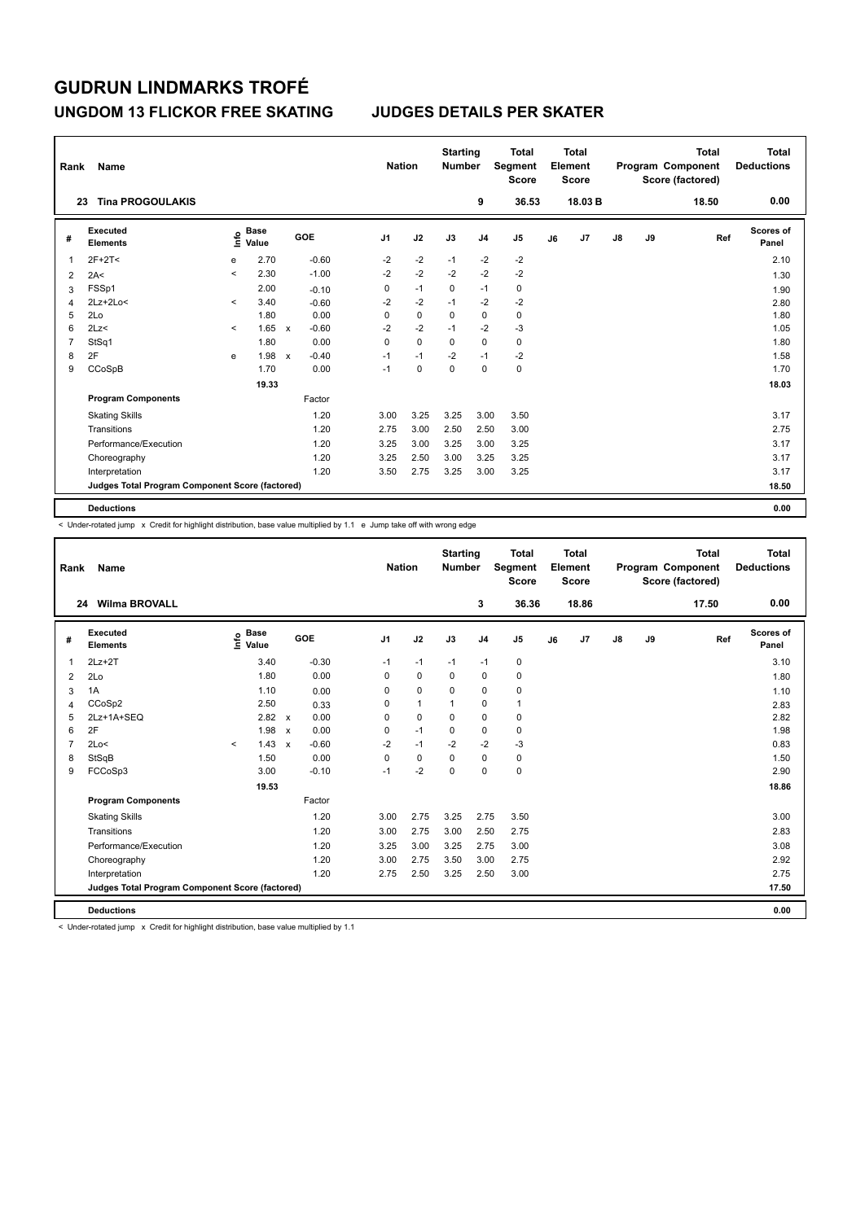# GUDRUN LINDMARKS TROFÉ

## UNGDOM 13 FLICKOR FREE SKATING JUDGES DETAILS PER SKATER

| Rank | Name | Nation | Starting Number | Total Segment Score | Total Element Score | Total Program Component Score (factored) | Total Deductions |
|---|---|---|---|---|---|---|---|
| 23 | Tina PROGOULAKIS | | 9 | 36.53 | 18.03 B | 18.50 | 0.00 |

| # | Executed Elements | Info | Base Value | | GOE | J1 | J2 | J3 | J4 | J5 | J6 | J7 | J8 | J9 | Ref | Scores of Panel |
|---|---|---|---|---|---|---|---|---|---|---|---|---|---|---|---|---|
| 1 | 2F+2T< | e | 2.70 | | -0.60 | -2 | -2 | -1 | -2 | -2 | | | | | | 2.10 |
| 2 | 2A< | < | 2.30 | | -1.00 | -2 | -2 | -2 | -2 | -2 | | | | | | 1.30 |
| 3 | FSSp1 | | 2.00 | | -0.10 | 0 | -1 | 0 | -1 | 0 | | | | | | 1.90 |
| 4 | 2Lz+2Lo< | < | 3.40 | | -0.60 | -2 | -2 | -1 | -2 | -2 | | | | | | 2.80 |
| 5 | 2Lo | | 1.80 | | 0.00 | 0 | 0 | 0 | 0 | 0 | | | | | | 1.80 |
| 6 | 2Lz< | < | 1.65 | x | -0.60 | -2 | -2 | -1 | -2 | -3 | | | | | | 1.05 |
| 7 | StSq1 | | 1.80 | | 0.00 | 0 | 0 | 0 | 0 | 0 | | | | | | 1.80 |
| 8 | 2F | e | 1.98 | x | -0.40 | -1 | -1 | -2 | -1 | -2 | | | | | | 1.58 |
| 9 | CCoSpB | | 1.70 | | 0.00 | -1 | 0 | 0 | 0 | 0 | | | | | | 1.70 |
| | | | 19.33 | | | | | | | | | | | | | 18.03 |
| | **Program Components** | | | | Factor | | | | | | | | | | | |
| | Skating Skills | | | | 1.20 | 3.00 | 3.25 | 3.25 | 3.00 | 3.50 | | | | | | 3.17 |
| | Transitions | | | | 1.20 | 2.75 | 3.00 | 2.50 | 2.50 | 3.00 | | | | | | 2.75 |
| | Performance/Execution | | | | 1.20 | 3.25 | 3.00 | 3.25 | 3.00 | 3.25 | | | | | | 3.17 |
| | Choreography | | | | 1.20 | 3.25 | 2.50 | 3.00 | 3.25 | 3.25 | | | | | | 3.17 |
| | Interpretation | | | | 1.20 | 3.50 | 2.75 | 3.25 | 3.00 | 3.25 | | | | | | 3.17 |
| | **Judges Total Program Component Score (factored)** | | | | | | | | | | | | | | | 18.50 |
| | **Deductions** | | | | | | | | | | | | | | | 0.00 |

< Under-rotated jump x Credit for highlight distribution, base value multiplied by 1.1 e Jump take off with wrong edge

| Rank | Name | Nation | Starting Number | Total Segment Score | Total Element Score | Total Program Component Score (factored) | Total Deductions |
|---|---|---|---|---|---|---|---|
| 24 | Wilma BROVALL | | 3 | 36.36 | 18.86 | 17.50 | 0.00 |

| # | Executed Elements | Info | Base Value | | GOE | J1 | J2 | J3 | J4 | J5 | J6 | J7 | J8 | J9 | Ref | Scores of Panel |
|---|---|---|---|---|---|---|---|---|---|---|---|---|---|---|---|---|
| 1 | 2Lz+2T | | 3.40 | | -0.30 | -1 | -1 | -1 | -1 | 0 | | | | | | 3.10 |
| 2 | 2Lo | | 1.80 | | 0.00 | 0 | 0 | 0 | 0 | 0 | | | | | | 1.80 |
| 3 | 1A | | 1.10 | | 0.00 | 0 | 0 | 0 | 0 | 0 | | | | | | 1.10 |
| 4 | CCoSp2 | | 2.50 | | 0.33 | 0 | 1 | 1 | 0 | 1 | | | | | | 2.83 |
| 5 | 2Lz+1A+SEQ | | 2.82 | x | 0.00 | 0 | 0 | 0 | 0 | 0 | | | | | | 2.82 |
| 6 | 2F | | 1.98 | x | 0.00 | 0 | -1 | 0 | 0 | 0 | | | | | | 1.98 |
| 7 | 2Lo< | < | 1.43 | x | -0.60 | -2 | -1 | -2 | -2 | -3 | | | | | | 0.83 |
| 8 | StSqB | | 1.50 | | 0.00 | 0 | 0 | 0 | 0 | 0 | | | | | | 1.50 |
| 9 | FCCoSp3 | | 3.00 | | -0.10 | -1 | -2 | 0 | 0 | 0 | | | | | | 2.90 |
| | | | 19.53 | | | | | | | | | | | | | 18.86 |
| | **Program Components** | | | | Factor | | | | | | | | | | | |
| | Skating Skills | | | | 1.20 | 3.00 | 2.75 | 3.25 | 2.75 | 3.50 | | | | | | 3.00 |
| | Transitions | | | | 1.20 | 3.00 | 2.75 | 3.00 | 2.50 | 2.75 | | | | | | 2.83 |
| | Performance/Execution | | | | 1.20 | 3.25 | 3.00 | 3.25 | 2.75 | 3.00 | | | | | | 3.08 |
| | Choreography | | | | 1.20 | 3.00 | 2.75 | 3.50 | 3.00 | 2.75 | | | | | | 2.92 |
| | Interpretation | | | | 1.20 | 2.75 | 2.50 | 3.25 | 2.50 | 3.00 | | | | | | 2.75 |
| | **Judges Total Program Component Score (factored)** | | | | | | | | | | | | | | | 17.50 |
| | **Deductions** | | | | | | | | | | | | | | | 0.00 |

< Under-rotated jump x Credit for highlight distribution, base value multiplied by 1.1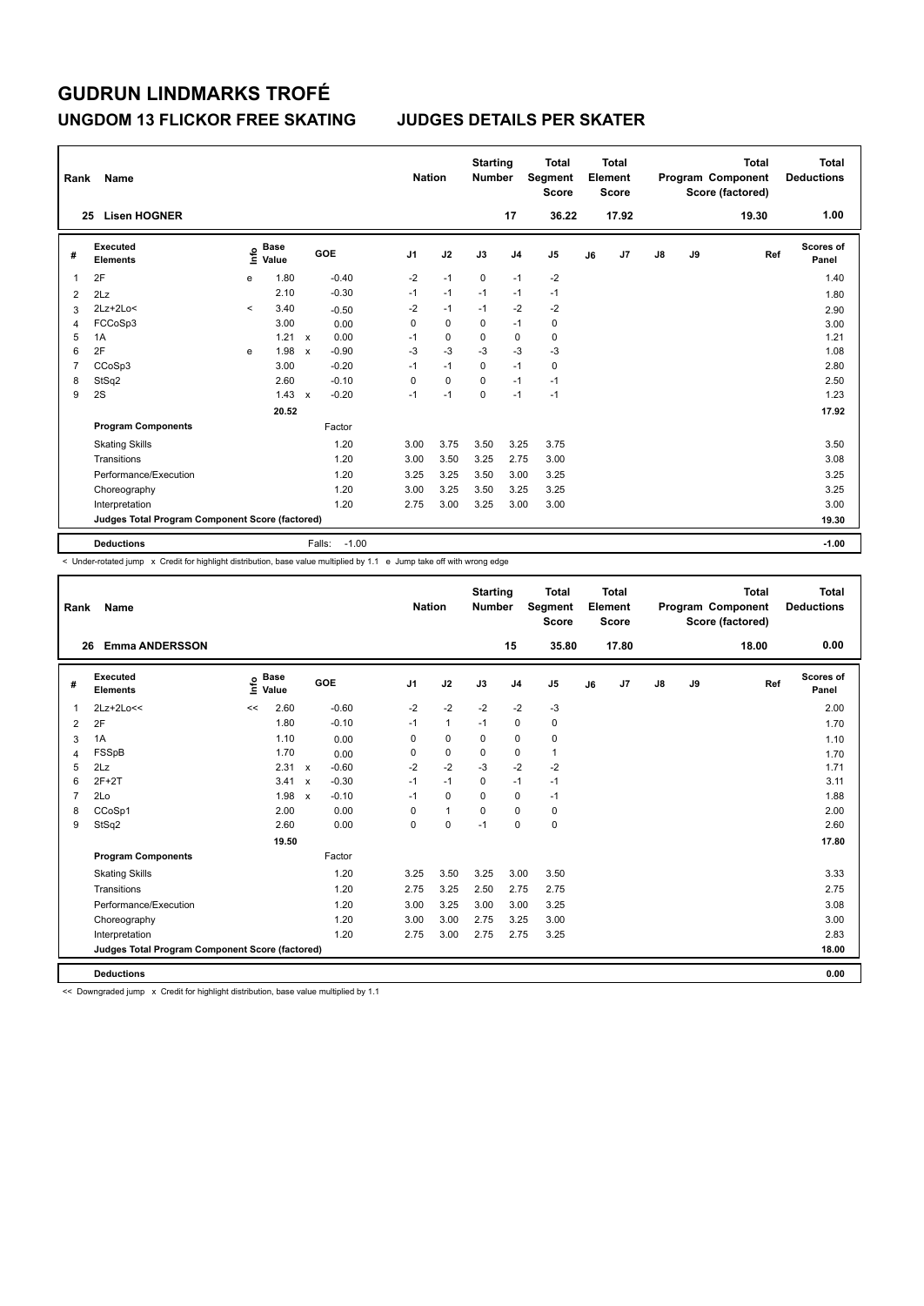# GUDRUN LINDMARKS TROFÉ

## UNGDOM 13 FLICKOR FREE SKATING — JUDGES DETAILS PER SKATER

| Rank | Name | Nation | Starting Number | Total Segment Score | Total Element Score | Total Program Component Score (factored) | Total Deductions |
|---|---|---|---|---|---|---|---|
| 25 | Lisen HOGNER | | 17 | 36.22 | 17.92 | 19.30 | 1.00 |

| # | Executed Elements | Info | Base Value | | GOE | J1 | J2 | J3 | J4 | J5 | J6 | J7 | J8 | J9 | Ref | Scores of Panel |
|---|---|---|---|---|---|---|---|---|---|---|---|---|---|---|---|---|
| 1 | 2F | e | 1.80 | | -0.40 | -2 | -1 | 0 | -1 | -2 | | | | | | 1.40 |
| 2 | 2Lz | | 2.10 | | -0.30 | -1 | -1 | -1 | -1 | -1 | | | | | | 1.80 |
| 3 | 2Lz+2Lo< | < | 3.40 | | -0.50 | -2 | -1 | -1 | -2 | -2 | | | | | | 2.90 |
| 4 | FCCoSp3 | | 3.00 | | 0.00 | 0 | 0 | 0 | -1 | 0 | | | | | | 3.00 |
| 5 | 1A | | 1.21 | x | 0.00 | -1 | 0 | 0 | 0 | 0 | | | | | | 1.21 |
| 6 | 2F | e | 1.98 | x | -0.90 | -3 | -3 | -3 | -3 | -3 | | | | | | 1.08 |
| 7 | CCoSp3 | | 3.00 | | -0.20 | -1 | -1 | 0 | -1 | 0 | | | | | | 2.80 |
| 8 | StSq2 | | 2.60 | | -0.10 | 0 | 0 | 0 | -1 | -1 | | | | | | 2.50 |
| 9 | 2S | | 1.43 | x | -0.20 | -1 | -1 | 0 | -1 | -1 | | | | | | 1.23 |
| | | | 20.52 | | | | | | | | | | | | | 17.92 |
| | **Program Components** | | | | Factor | | | | | | | | | | | |
| | Skating Skills | | | | 1.20 | 3.00 | 3.75 | 3.50 | 3.25 | 3.75 | | | | | | 3.50 |
| | Transitions | | | | 1.20 | 3.00 | 3.50 | 3.25 | 2.75 | 3.00 | | | | | | 3.08 |
| | Performance/Execution | | | | 1.20 | 3.25 | 3.25 | 3.50 | 3.00 | 3.25 | | | | | | 3.25 |
| | Choreography | | | | 1.20 | 3.00 | 3.25 | 3.50 | 3.25 | 3.25 | | | | | | 3.25 |
| | Interpretation | | | | 1.20 | 2.75 | 3.00 | 3.25 | 3.00 | 3.00 | | | | | | 3.00 |
| | **Judges Total Program Component Score (factored)** | | | | | | | | | | | | | | | 19.30 |
| | **Deductions** | | | Falls: | -1.00 | | | | | | | | | | | -1.00 |

< Under-rotated jump x Credit for highlight distribution, base value multiplied by 1.1 e Jump take off with wrong edge

| Rank | Name | Nation | Starting Number | Total Segment Score | Total Element Score | Total Program Component Score (factored) | Total Deductions |
|---|---|---|---|---|---|---|---|
| 26 | Emma ANDERSSON | | 15 | 35.80 | 17.80 | 18.00 | 0.00 |

| # | Executed Elements | Info | Base Value | | GOE | J1 | J2 | J3 | J4 | J5 | J6 | J7 | J8 | J9 | Ref | Scores of Panel |
|---|---|---|---|---|---|---|---|---|---|---|---|---|---|---|---|---|
| 1 | 2Lz+2Lo<< | << | 2.60 | | -0.60 | -2 | -2 | -2 | -2 | -3 | | | | | | 2.00 |
| 2 | 2F | | 1.80 | | -0.10 | -1 | 1 | -1 | 0 | 0 | | | | | | 1.70 |
| 3 | 1A | | 1.10 | | 0.00 | 0 | 0 | 0 | 0 | 0 | | | | | | 1.10 |
| 4 | FSSpB | | 1.70 | | 0.00 | 0 | 0 | 0 | 0 | 1 | | | | | | 1.70 |
| 5 | 2Lz | | 2.31 | x | -0.60 | -2 | -2 | -3 | -2 | -2 | | | | | | 1.71 |
| 6 | 2F+2T | | 3.41 | x | -0.30 | -1 | -1 | 0 | -1 | -1 | | | | | | 3.11 |
| 7 | 2Lo | | 1.98 | x | -0.10 | -1 | 0 | 0 | 0 | -1 | | | | | | 1.88 |
| 8 | CCoSp1 | | 2.00 | | 0.00 | 0 | 1 | 0 | 0 | 0 | | | | | | 2.00 |
| 9 | StSq2 | | 2.60 | | 0.00 | 0 | 0 | -1 | 0 | 0 | | | | | | 2.60 |
| | | | 19.50 | | | | | | | | | | | | | 17.80 |
| | **Program Components** | | | | Factor | | | | | | | | | | | |
| | Skating Skills | | | | 1.20 | 3.25 | 3.50 | 3.25 | 3.00 | 3.50 | | | | | | 3.33 |
| | Transitions | | | | 1.20 | 2.75 | 3.25 | 2.50 | 2.75 | 2.75 | | | | | | 2.75 |
| | Performance/Execution | | | | 1.20 | 3.00 | 3.25 | 3.00 | 3.00 | 3.25 | | | | | | 3.08 |
| | Choreography | | | | 1.20 | 3.00 | 3.00 | 2.75 | 3.25 | 3.00 | | | | | | 3.00 |
| | Interpretation | | | | 1.20 | 2.75 | 3.00 | 2.75 | 2.75 | 3.25 | | | | | | 2.83 |
| | **Judges Total Program Component Score (factored)** | | | | | | | | | | | | | | | 18.00 |
| | **Deductions** | | | | | | | | | | | | | | | 0.00 |

<< Downgraded jump x Credit for highlight distribution, base value multiplied by 1.1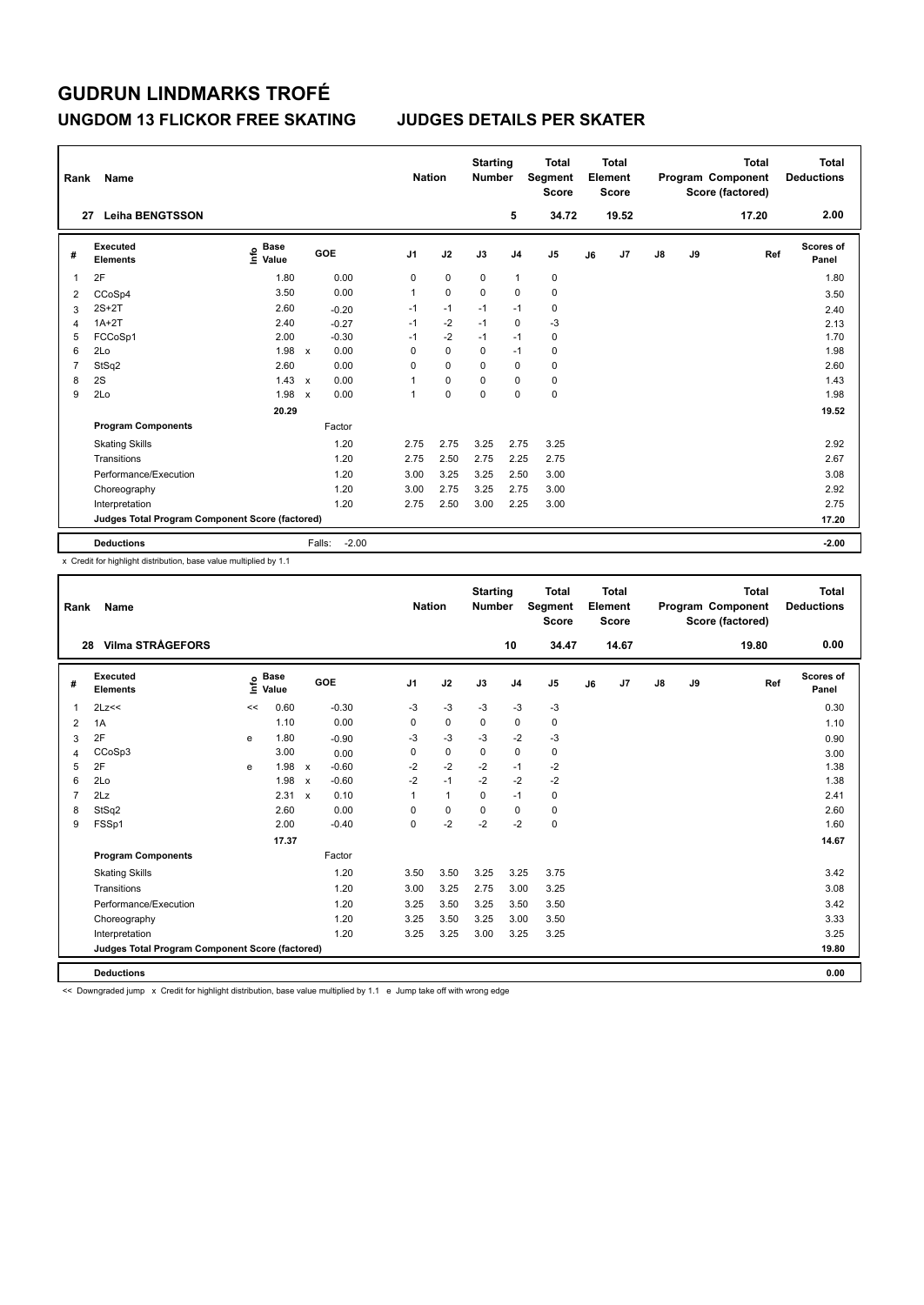# GUDRUN LINDMARKS TROFÉ

## UNGDOM 13 FLICKOR FREE SKATING — JUDGES DETAILS PER SKATER

| Rank | Name | Nation | Starting Number | Total Segment Score | Total Element Score | Total Program Component Score (factored) | Total Deductions |
|---|---|---|---|---|---|---|---|
| 27 | Leiha BENGTSSON | | 5 | 34.72 | 19.52 | 17.20 | 2.00 |

| # | Executed Elements | Info | Base Value | | GOE | J1 | J2 | J3 | J4 | J5 | J6 | J7 | J8 | J9 | Ref | Scores of Panel |
|---|---|---|---|---|---|---|---|---|---|---|---|---|---|---|---|---|
| 1 | 2F | | 1.80 | | 0.00 | 0 | 0 | 0 | 1 | 0 | | | | | | 1.80 |
| 2 | CCoSp4 | | 3.50 | | 0.00 | 1 | 0 | 0 | 0 | 0 | | | | | | 3.50 |
| 3 | 2S+2T | | 2.60 | | -0.20 | -1 | -1 | -1 | -1 | 0 | | | | | | 2.40 |
| 4 | 1A+2T | | 2.40 | | -0.27 | -1 | -2 | -1 | 0 | -3 | | | | | | 2.13 |
| 5 | FCCoSp1 | | 2.00 | | -0.30 | -1 | -2 | -1 | -1 | 0 | | | | | | 1.70 |
| 6 | 2Lo | | 1.98 | x | 0.00 | 0 | 0 | 0 | -1 | 0 | | | | | | 1.98 |
| 7 | StSq2 | | 2.60 | | 0.00 | 0 | 0 | 0 | 0 | 0 | | | | | | 2.60 |
| 8 | 2S | | 1.43 | x | 0.00 | 1 | 0 | 0 | 0 | 0 | | | | | | 1.43 |
| 9 | 2Lo | | 1.98 | x | 0.00 | 1 | 0 | 0 | 0 | 0 | | | | | | 1.98 |
| | | | 20.29 | | | | | | | | | | | | | 19.52 |
| | **Program Components** | | | | Factor | | | | | | | | | | | |
| | Skating Skills | | | | 1.20 | 2.75 | 2.75 | 3.25 | 2.75 | 3.25 | | | | | | 2.92 |
| | Transitions | | | | 1.20 | 2.75 | 2.50 | 2.75 | 2.25 | 2.75 | | | | | | 2.67 |
| | Performance/Execution | | | | 1.20 | 3.00 | 3.25 | 3.25 | 2.50 | 3.00 | | | | | | 3.08 |
| | Choreography | | | | 1.20 | 3.00 | 2.75 | 3.25 | 2.75 | 3.00 | | | | | | 2.92 |
| | Interpretation | | | | 1.20 | 2.75 | 2.50 | 3.00 | 2.25 | 3.00 | | | | | | 2.75 |
| | **Judges Total Program Component Score (factored)** | | | | | | | | | | | | | | | 17.20 |
| | **Deductions** | | | | Falls: -2.00 | | | | | | | | | | | -2.00 |

x Credit for highlight distribution, base value multiplied by 1.1

| Rank | Name | Nation | Starting Number | Total Segment Score | Total Element Score | Total Program Component Score (factored) | Total Deductions |
|---|---|---|---|---|---|---|---|
| 28 | Vilma STRÅGEFORS | | 10 | 34.47 | 14.67 | 19.80 | 0.00 |

| # | Executed Elements | Info | Base Value | | GOE | J1 | J2 | J3 | J4 | J5 | J6 | J7 | J8 | J9 | Ref | Scores of Panel |
|---|---|---|---|---|---|---|---|---|---|---|---|---|---|---|---|---|
| 1 | 2Lz<< | << | 0.60 | | -0.30 | -3 | -3 | -3 | -3 | -3 | | | | | | 0.30 |
| 2 | 1A | | 1.10 | | 0.00 | 0 | 0 | 0 | 0 | 0 | | | | | | 1.10 |
| 3 | 2F | e | 1.80 | | -0.90 | -3 | -3 | -3 | -2 | -3 | | | | | | 0.90 |
| 4 | CCoSp3 | | 3.00 | | 0.00 | 0 | 0 | 0 | 0 | 0 | | | | | | 3.00 |
| 5 | 2F | e | 1.98 | x | -0.60 | -2 | -2 | -2 | -1 | -2 | | | | | | 1.38 |
| 6 | 2Lo | | 1.98 | x | -0.60 | -2 | -1 | -2 | -2 | -2 | | | | | | 1.38 |
| 7 | 2Lz | | 2.31 | x | 0.10 | 1 | 1 | 0 | -1 | 0 | | | | | | 2.41 |
| 8 | StSq2 | | 2.60 | | 0.00 | 0 | 0 | 0 | 0 | 0 | | | | | | 2.60 |
| 9 | FSSp1 | | 2.00 | | -0.40 | 0 | -2 | -2 | -2 | 0 | | | | | | 1.60 |
| | | | 17.37 | | | | | | | | | | | | | 14.67 |
| | **Program Components** | | | | Factor | | | | | | | | | | | |
| | Skating Skills | | | | 1.20 | 3.50 | 3.50 | 3.25 | 3.25 | 3.75 | | | | | | 3.42 |
| | Transitions | | | | 1.20 | 3.00 | 3.25 | 2.75 | 3.00 | 3.25 | | | | | | 3.08 |
| | Performance/Execution | | | | 1.20 | 3.25 | 3.50 | 3.25 | 3.50 | 3.50 | | | | | | 3.42 |
| | Choreography | | | | 1.20 | 3.25 | 3.50 | 3.25 | 3.00 | 3.50 | | | | | | 3.33 |
| | Interpretation | | | | 1.20 | 3.25 | 3.25 | 3.00 | 3.25 | 3.25 | | | | | | 3.25 |
| | **Judges Total Program Component Score (factored)** | | | | | | | | | | | | | | | 19.80 |
| | **Deductions** | | | | | | | | | | | | | | | 0.00 |

<< Downgraded jump x Credit for highlight distribution, base value multiplied by 1.1 e Jump take off with wrong edge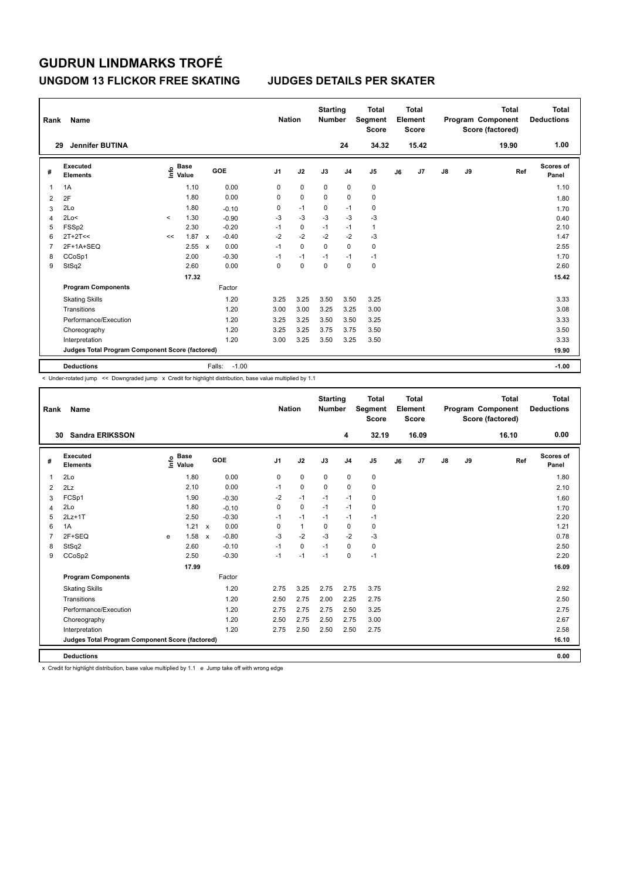# GUDRUN LINDMARKS TROFÉ

## UNGDOM 13 FLICKOR FREE SKATING — JUDGES DETAILS PER SKATER

| Rank | Name | Nation | Starting Number | Total Segment Score | Total Element Score | Total Program Component Score (factored) | Total Deductions |
|---|---|---|---|---|---|---|---|
| 29 | Jennifer BUTINA | | 24 | 34.32 | 15.42 | 19.90 | 1.00 |

| # | Executed Elements | Info | Base Value | | GOE | J1 | J2 | J3 | J4 | J5 | J6 | J7 | J8 | J9 | Ref | Scores of Panel |
|---|---|---|---|---|---|---|---|---|---|---|---|---|---|---|---|---|
| 1 | 1A | | 1.10 | | 0.00 | 0 | 0 | 0 | 0 | 0 | | | | | | 1.10 |
| 2 | 2F | | 1.80 | | 0.00 | 0 | 0 | 0 | 0 | 0 | | | | | | 1.80 |
| 3 | 2Lo | | 1.80 | | -0.10 | 0 | -1 | 0 | -1 | 0 | | | | | | 1.70 |
| 4 | 2Lo< | < | 1.30 | | -0.90 | -3 | -3 | -3 | -3 | -3 | | | | | | 0.40 |
| 5 | FSSp2 | | 2.30 | | -0.20 | -1 | 0 | -1 | -1 | 1 | | | | | | 2.10 |
| 6 | 2T+2T<< | << | 1.87 | x | -0.40 | -2 | -2 | -2 | -2 | -3 | | | | | | 1.47 |
| 7 | 2F+1A+SEQ | | 2.55 | x | 0.00 | -1 | 0 | 0 | 0 | 0 | | | | | | 2.55 |
| 8 | CCoSp1 | | 2.00 | | -0.30 | -1 | -1 | -1 | -1 | -1 | | | | | | 1.70 |
| 9 | StSq2 | | 2.60 | | 0.00 | 0 | 0 | 0 | 0 | 0 | | | | | | 2.60 |
| | | | 17.32 | | | | | | | | | | | | | 15.42 |
| | **Program Components** | | | | Factor | | | | | | | | | | | |
| | Skating Skills | | | | 1.20 | 3.25 | 3.25 | 3.50 | 3.50 | 3.25 | | | | | | 3.33 |
| | Transitions | | | | 1.20 | 3.00 | 3.00 | 3.25 | 3.25 | 3.00 | | | | | | 3.08 |
| | Performance/Execution | | | | 1.20 | 3.25 | 3.25 | 3.50 | 3.50 | 3.25 | | | | | | 3.33 |
| | Choreography | | | | 1.20 | 3.25 | 3.25 | 3.75 | 3.75 | 3.50 | | | | | | 3.50 |
| | Interpretation | | | | 1.20 | 3.00 | 3.25 | 3.50 | 3.25 | 3.50 | | | | | | 3.33 |
| | **Judges Total Program Component Score (factored)** | | | | | | | | | | | | | | | 19.90 |
| | **Deductions** | | | | Falls: -1.00 | | | | | | | | | | | -1.00 |

< Under-rotated jump << Downgraded jump x Credit for highlight distribution, base value multiplied by 1.1

| Rank | Name | Nation | Starting Number | Total Segment Score | Total Element Score | Total Program Component Score (factored) | Total Deductions |
|---|---|---|---|---|---|---|---|
| 30 | Sandra ERIKSSON | | 4 | 32.19 | 16.09 | 16.10 | 0.00 |

| # | Executed Elements | Info | Base Value | | GOE | J1 | J2 | J3 | J4 | J5 | J6 | J7 | J8 | J9 | Ref | Scores of Panel |
|---|---|---|---|---|---|---|---|---|---|---|---|---|---|---|---|---|
| 1 | 2Lo | | 1.80 | | 0.00 | 0 | 0 | 0 | 0 | 0 | | | | | | 1.80 |
| 2 | 2Lz | | 2.10 | | 0.00 | -1 | 0 | 0 | 0 | 0 | | | | | | 2.10 |
| 3 | FCSp1 | | 1.90 | | -0.30 | -2 | -1 | -1 | -1 | 0 | | | | | | 1.60 |
| 4 | 2Lo | | 1.80 | | -0.10 | 0 | 0 | -1 | -1 | 0 | | | | | | 1.70 |
| 5 | 2Lz+1T | | 2.50 | | -0.30 | -1 | -1 | -1 | -1 | -1 | | | | | | 2.20 |
| 6 | 1A | | 1.21 | x | 0.00 | 0 | 1 | 0 | 0 | 0 | | | | | | 1.21 |
| 7 | 2F+SEQ | e | 1.58 | x | -0.80 | -3 | -2 | -3 | -2 | -3 | | | | | | 0.78 |
| 8 | StSq2 | | 2.60 | | -0.10 | -1 | 0 | -1 | 0 | 0 | | | | | | 2.50 |
| 9 | CCoSp2 | | 2.50 | | -0.30 | -1 | -1 | -1 | 0 | -1 | | | | | | 2.20 |
| | | | 17.99 | | | | | | | | | | | | | 16.09 |
| | **Program Components** | | | | Factor | | | | | | | | | | | |
| | Skating Skills | | | | 1.20 | 2.75 | 3.25 | 2.75 | 2.75 | 3.75 | | | | | | 2.92 |
| | Transitions | | | | 1.20 | 2.50 | 2.75 | 2.00 | 2.25 | 2.75 | | | | | | 2.50 |
| | Performance/Execution | | | | 1.20 | 2.75 | 2.75 | 2.75 | 2.50 | 3.25 | | | | | | 2.75 |
| | Choreography | | | | 1.20 | 2.50 | 2.75 | 2.50 | 2.75 | 3.00 | | | | | | 2.67 |
| | Interpretation | | | | 1.20 | 2.75 | 2.50 | 2.50 | 2.50 | 2.75 | | | | | | 2.58 |
| | **Judges Total Program Component Score (factored)** | | | | | | | | | | | | | | | 16.10 |
| | **Deductions** | | | | | | | | | | | | | | | 0.00 |

x Credit for highlight distribution, base value multiplied by 1.1 e Jump take off with wrong edge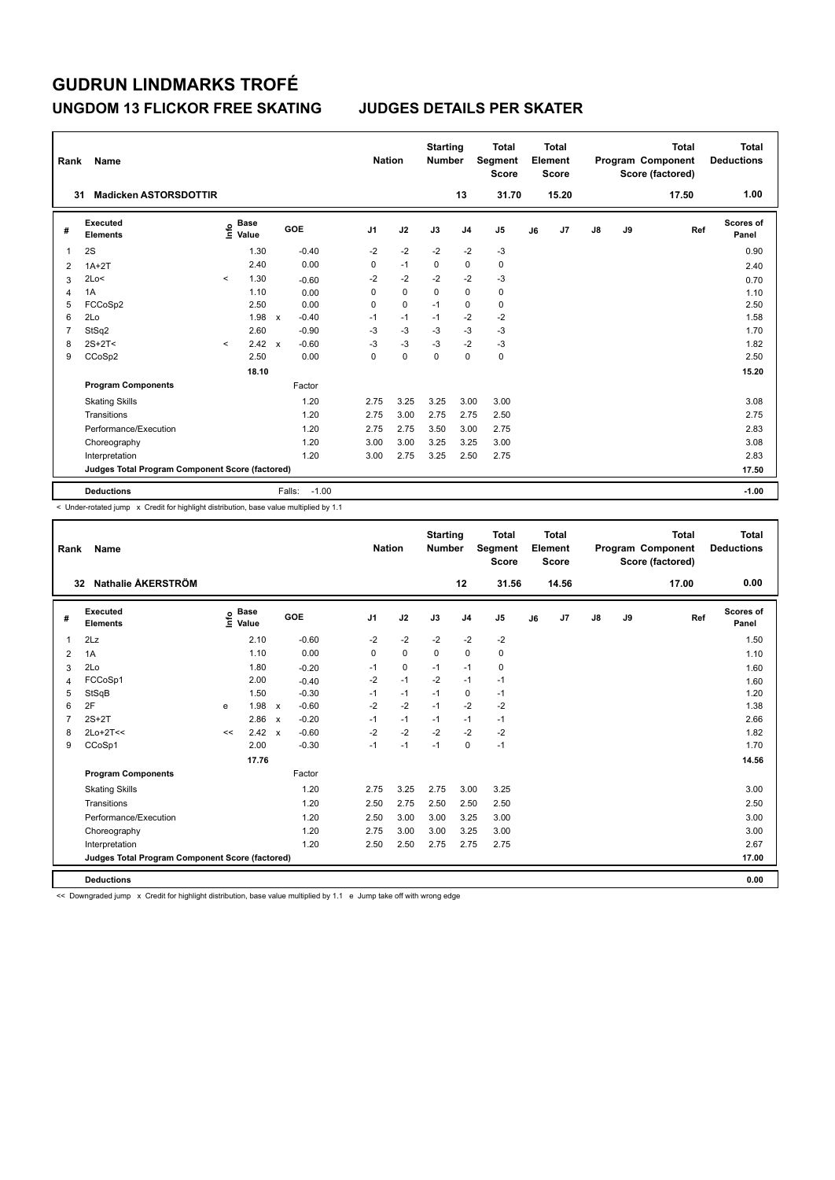# GUDRUN LINDMARKS TROFÉ

## UNGDOM 13 FLICKOR FREE SKATING — JUDGES DETAILS PER SKATER

| Rank | Name | Nation | Starting Number | Total Segment Score | Total Element Score | Total Program Component Score (factored) | Total Deductions |
|---|---|---|---|---|---|---|---|
| 31 | Madicken ASTORSDOTTIR | | 13 | 31.70 | 15.20 | 17.50 | 1.00 |

| # | Executed Elements | Info | Base Value | | GOE | J1 | J2 | J3 | J4 | J5 | J6 | J7 | J8 | J9 | Ref | Scores of Panel |
|---|---|---|---|---|---|---|---|---|---|---|---|---|---|---|---|---|
| 1 | 2S | | 1.30 | | -0.40 | -2 | -2 | -2 | -2 | -3 | | | | | | 0.90 |
| 2 | 1A+2T | | 2.40 | | 0.00 | 0 | -1 | 0 | 0 | 0 | | | | | | 2.40 |
| 3 | 2Lo< | < | 1.30 | | -0.60 | -2 | -2 | -2 | -2 | -3 | | | | | | 0.70 |
| 4 | 1A | | 1.10 | | 0.00 | 0 | 0 | 0 | 0 | 0 | | | | | | 1.10 |
| 5 | FCCoSp2 | | 2.50 | | 0.00 | 0 | 0 | -1 | 0 | 0 | | | | | | 2.50 |
| 6 | 2Lo | | 1.98 | x | -0.40 | -1 | -1 | -1 | -2 | -2 | | | | | | 1.58 |
| 7 | StSq2 | | 2.60 | | -0.90 | -3 | -3 | -3 | -3 | -3 | | | | | | 1.70 |
| 8 | 2S+2T< | < | 2.42 | x | -0.60 | -3 | -3 | -3 | -2 | -3 | | | | | | 1.82 |
| 9 | CCoSp2 | | 2.50 | | 0.00 | 0 | 0 | 0 | 0 | 0 | | | | | | 2.50 |
| | | | 18.10 | | | | | | | | | | | | | 15.20 |
| | **Program Components** | | | | Factor | | | | | | | | | | | |
| | Skating Skills | | | | 1.20 | 2.75 | 3.25 | 3.25 | 3.00 | 3.00 | | | | | | 3.08 |
| | Transitions | | | | 1.20 | 2.75 | 3.00 | 2.75 | 2.75 | 2.50 | | | | | | 2.75 |
| | Performance/Execution | | | | 1.20 | 2.75 | 2.75 | 3.50 | 3.00 | 2.75 | | | | | | 2.83 |
| | Choreography | | | | 1.20 | 3.00 | 3.00 | 3.25 | 3.25 | 3.00 | | | | | | 3.08 |
| | Interpretation | | | | 1.20 | 3.00 | 2.75 | 3.25 | 2.50 | 2.75 | | | | | | 2.83 |
| | **Judges Total Program Component Score (factored)** | | | | | | | | | | | | | | | 17.50 |
| | **Deductions** | | | | Falls: -1.00 | | | | | | | | | | | -1.00 |

< Under-rotated jump x Credit for highlight distribution, base value multiplied by 1.1

| Rank | Name | Nation | Starting Number | Total Segment Score | Total Element Score | Total Program Component Score (factored) | Total Deductions |
|---|---|---|---|---|---|---|---|
| 32 | Nathalie ÅKERSTRÖM | | 12 | 31.56 | 14.56 | 17.00 | 0.00 |

| # | Executed Elements | Info | Base Value | | GOE | J1 | J2 | J3 | J4 | J5 | J6 | J7 | J8 | J9 | Ref | Scores of Panel |
|---|---|---|---|---|---|---|---|---|---|---|---|---|---|---|---|---|
| 1 | 2Lz | | 2.10 | | -0.60 | -2 | -2 | -2 | -2 | -2 | | | | | | 1.50 |
| 2 | 1A | | 1.10 | | 0.00 | 0 | 0 | 0 | 0 | 0 | | | | | | 1.10 |
| 3 | 2Lo | | 1.80 | | -0.20 | -1 | 0 | -1 | -1 | 0 | | | | | | 1.60 |
| 4 | FCCoSp1 | | 2.00 | | -0.40 | -2 | -1 | -2 | -1 | -1 | | | | | | 1.60 |
| 5 | StSqB | | 1.50 | | -0.30 | -1 | -1 | -1 | 0 | -1 | | | | | | 1.20 |
| 6 | 2F | e | 1.98 | x | -0.60 | -2 | -2 | -1 | -2 | -2 | | | | | | 1.38 |
| 7 | 2S+2T | | 2.86 | x | -0.20 | -1 | -1 | -1 | -1 | -1 | | | | | | 2.66 |
| 8 | 2Lo+2T<< | << | 2.42 | x | -0.60 | -2 | -2 | -2 | -2 | -2 | | | | | | 1.82 |
| 9 | CCoSp1 | | 2.00 | | -0.30 | -1 | -1 | -1 | 0 | -1 | | | | | | 1.70 |
| | | | 17.76 | | | | | | | | | | | | | 14.56 |
| | **Program Components** | | | | Factor | | | | | | | | | | | |
| | Skating Skills | | | | 1.20 | 2.75 | 3.25 | 2.75 | 3.00 | 3.25 | | | | | | 3.00 |
| | Transitions | | | | 1.20 | 2.50 | 2.75 | 2.50 | 2.50 | 2.50 | | | | | | 2.50 |
| | Performance/Execution | | | | 1.20 | 2.50 | 3.00 | 3.00 | 3.25 | 3.00 | | | | | | 3.00 |
| | Choreography | | | | 1.20 | 2.75 | 3.00 | 3.00 | 3.25 | 3.00 | | | | | | 3.00 |
| | Interpretation | | | | 1.20 | 2.50 | 2.50 | 2.75 | 2.75 | 2.75 | | | | | | 2.67 |
| | **Judges Total Program Component Score (factored)** | | | | | | | | | | | | | | | 17.00 |
| | **Deductions** | | | | | | | | | | | | | | | 0.00 |

<< Downgraded jump x Credit for highlight distribution, base value multiplied by 1.1 e Jump take off with wrong edge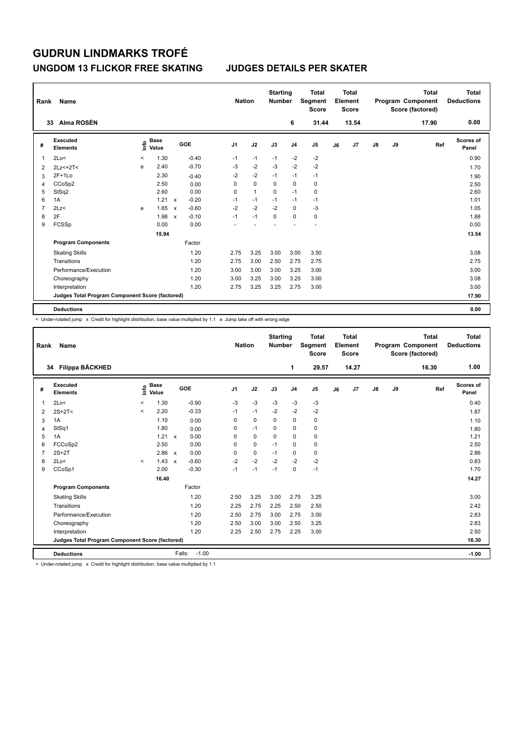# GUDRUN LINDMARKS TROFÉ

## UNGDOM 13 FLICKOR FREE SKATING — JUDGES DETAILS PER SKATER

| Rank | Name | Nation | Starting Number | Total Segment Score | Total Element Score | Total Program Component Score (factored) | Total Deductions |
|---|---|---|---|---|---|---|---|
| 33 | Alma ROSÉN | | 6 | 31.44 | 13.54 | 17.90 | 0.00 |

| # | Executed Elements | Info | Base Value | | GOE | J1 | J2 | J3 | J4 | J5 | J6 | J7 | J8 | J9 | Ref | Scores of Panel |
|---|---|---|---|---|---|---|---|---|---|---|---|---|---|---|---|---|
| 1 | 2Lo< | < | 1.30 | | -0.40 | -1 | -1 | -1 | -2 | -2 | | | | | | 0.90 |
| 2 | 2Lz<+2T< | e | 2.40 | | -0.70 | -3 | -2 | -3 | -2 | -2 | | | | | | 1.70 |
| 3 | 2F+1Lo | | 2.30 | | -0.40 | -2 | -2 | -1 | -1 | -1 | | | | | | 1.90 |
| 4 | CCoSp2 | | 2.50 | | 0.00 | 0 | 0 | 0 | 0 | 0 | | | | | | 2.50 |
| 5 | StSq2 | | 2.60 | | 0.00 | 0 | 1 | 0 | -1 | 0 | | | | | | 2.60 |
| 6 | 1A | | 1.21 | x | -0.20 | -1 | -1 | -1 | -1 | -1 | | | | | | 1.01 |
| 7 | 2Lz< | e | 1.65 | x | -0.60 | -2 | -2 | -2 | 0 | -3 | | | | | | 1.05 |
| 8 | 2F | | 1.98 | x | -0.10 | -1 | -1 | 0 | 0 | 0 | | | | | | 1.88 |
| 9 | FCSSp | | 0.00 | | 0.00 | - | - | - | - | - | | | | | | 0.00 |
| | | | 15.94 | | | | | | | | | | | | | 13.54 |
| | **Program Components** | | | | Factor | | | | | | | | | | | |
| | Skating Skills | | | | 1.20 | 2.75 | 3.25 | 3.00 | 3.00 | 3.50 | | | | | | 3.08 |
| | Transitions | | | | 1.20 | 2.75 | 3.00 | 2.50 | 2.75 | 2.75 | | | | | | 2.75 |
| | Performance/Execution | | | | 1.20 | 3.00 | 3.00 | 3.00 | 3.25 | 3.00 | | | | | | 3.00 |
| | Choreography | | | | 1.20 | 3.00 | 3.25 | 3.00 | 3.25 | 3.00 | | | | | | 3.08 |
| | Interpretation | | | | 1.20 | 2.75 | 3.25 | 3.25 | 2.75 | 3.00 | | | | | | 3.00 |
| | Judges Total Program Component Score (factored) | | | | | | | | | | | | | | | 17.90 |
| | **Deductions** | | | | | | | | | | | | | | | 0.00 |

< Under-rotated jump x Credit for highlight distribution, base value multiplied by 1.1 e Jump take off with wrong edge

| Rank | Name | Nation | Starting Number | Total Segment Score | Total Element Score | Total Program Component Score (factored) | Total Deductions |
|---|---|---|---|---|---|---|---|
| 34 | Filippa BÄCKHED | | 1 | 29.57 | 14.27 | 16.30 | 1.00 |

| # | Executed Elements | Info | Base Value | | GOE | J1 | J2 | J3 | J4 | J5 | J6 | J7 | J8 | J9 | Ref | Scores of Panel |
|---|---|---|---|---|---|---|---|---|---|---|---|---|---|---|---|---|
| 1 | 2Lo< | < | 1.30 | | -0.90 | -3 | -3 | -3 | -3 | -3 | | | | | | 0.40 |
| 2 | 2S+2T< | < | 2.20 | | -0.33 | -1 | -1 | -2 | -2 | -2 | | | | | | 1.87 |
| 3 | 1A | | 1.10 | | 0.00 | 0 | 0 | 0 | 0 | 0 | | | | | | 1.10 |
| 4 | StSq1 | | 1.80 | | 0.00 | 0 | -1 | 0 | 0 | 0 | | | | | | 1.80 |
| 5 | 1A | | 1.21 | x | 0.00 | 0 | 0 | 0 | 0 | 0 | | | | | | 1.21 |
| 6 | FCCoSp2 | | 2.50 | | 0.00 | 0 | 0 | -1 | 0 | 0 | | | | | | 2.50 |
| 7 | 2S+2T | | 2.86 | x | 0.00 | 0 | 0 | -1 | 0 | 0 | | | | | | 2.86 |
| 8 | 2Lo< | < | 1.43 | x | -0.60 | -2 | -2 | -2 | -2 | -2 | | | | | | 0.83 |
| 9 | CCoSp1 | | 2.00 | | -0.30 | -1 | -1 | -1 | 0 | -1 | | | | | | 1.70 |
| | | | 16.40 | | | | | | | | | | | | | 14.27 |
| | **Program Components** | | | | Factor | | | | | | | | | | | |
| | Skating Skills | | | | 1.20 | 2.50 | 3.25 | 3.00 | 2.75 | 3.25 | | | | | | 3.00 |
| | Transitions | | | | 1.20 | 2.25 | 2.75 | 2.25 | 2.50 | 2.50 | | | | | | 2.42 |
| | Performance/Execution | | | | 1.20 | 2.50 | 2.75 | 3.00 | 2.75 | 3.00 | | | | | | 2.83 |
| | Choreography | | | | 1.20 | 2.50 | 3.00 | 3.00 | 2.50 | 3.25 | | | | | | 2.83 |
| | Interpretation | | | | 1.20 | 2.25 | 2.50 | 2.75 | 2.25 | 3.00 | | | | | | 2.50 |
| | Judges Total Program Component Score (factored) | | | | | | | | | | | | | | | 16.30 |
| | **Deductions** | | | Falls: | -1.00 | | | | | | | | | | | -1.00 |

< Under-rotated jump x Credit for highlight distribution, base value multiplied by 1.1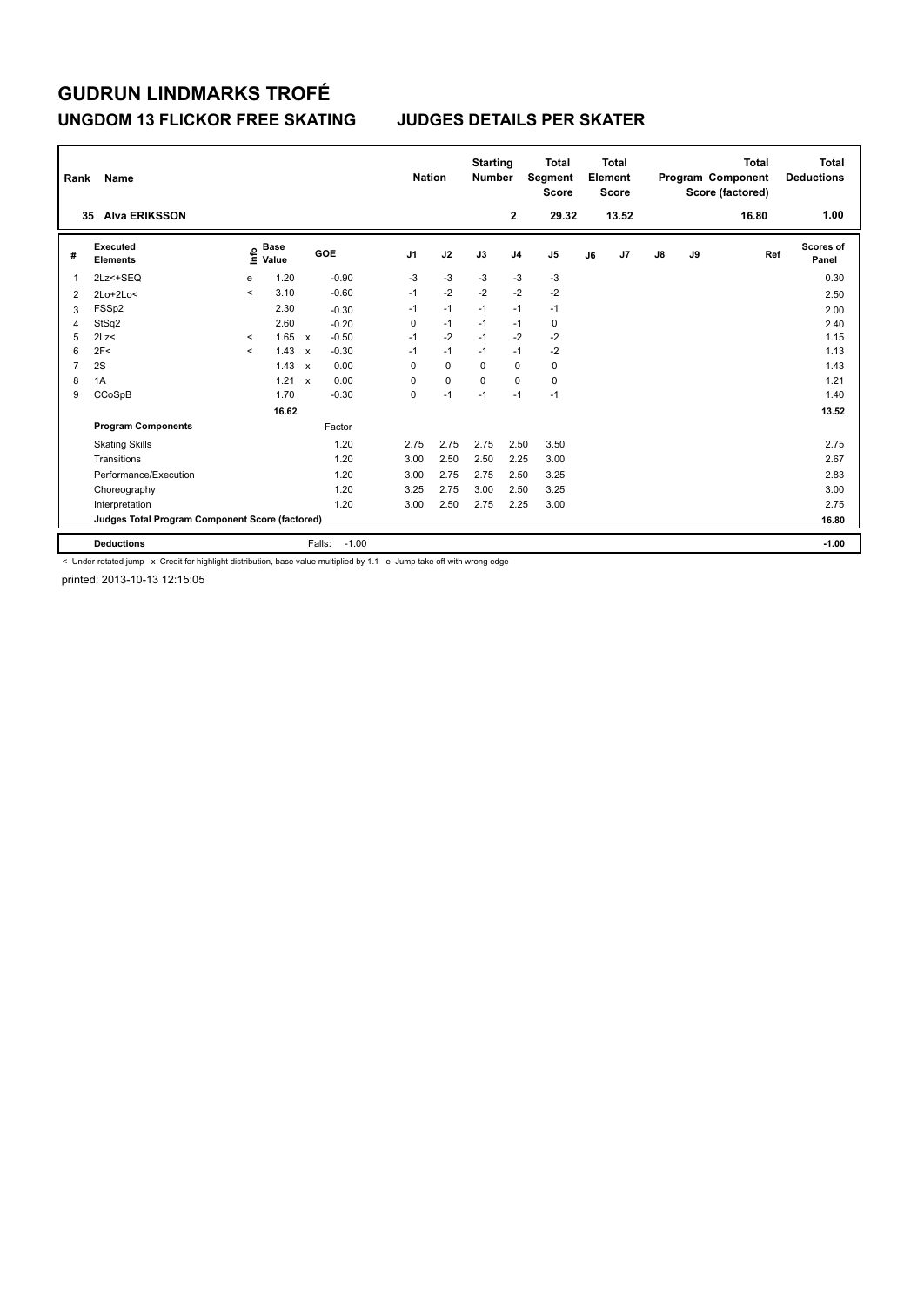# GUDRUN LINDMARKS TROFÉ

## UNGDOM 13 FLICKOR FREE SKATING JUDGES DETAILS PER SKATER

| Rank | Name | Nation | Starting Number | Total Segment Score | Total Element Score | Total Program Component Score (factored) | Total Deductions |
|---|---|---|---|---|---|---|---|
| 35 | Alva ERIKSSON | | 2 | 29.32 | 13.52 | 16.80 | 1.00 |

| # | Executed Elements | Info | Base Value | | GOE | J1 | J2 | J3 | J4 | J5 | J6 | J7 | J8 | J9 | Ref | Scores of Panel |
|---|---|---|---|---|---|---|---|---|---|---|---|---|---|---|---|---|
| 1 | 2Lz<+SEQ | e | 1.20 | | -0.90 | -3 | -3 | -3 | -3 | -3 | | | | | | 0.30 |
| 2 | 2Lo+2Lo< | < | 3.10 | | -0.60 | -1 | -2 | -2 | -2 | -2 | | | | | | 2.50 |
| 3 | FSSp2 | | 2.30 | | -0.30 | -1 | -1 | -1 | -1 | -1 | | | | | | 2.00 |
| 4 | StSq2 | | 2.60 | | -0.20 | 0 | -1 | -1 | -1 | 0 | | | | | | 2.40 |
| 5 | 2Lz< | < | 1.65 | x | -0.50 | -1 | -2 | -1 | -2 | -2 | | | | | | 1.15 |
| 6 | 2F< | < | 1.43 | x | -0.30 | -1 | -1 | -1 | -1 | -2 | | | | | | 1.13 |
| 7 | 2S | | 1.43 | x | 0.00 | 0 | 0 | 0 | 0 | 0 | | | | | | 1.43 |
| 8 | 1A | | 1.21 | x | 0.00 | 0 | 0 | 0 | 0 | 0 | | | | | | 1.21 |
| 9 | CCoSpB | | 1.70 | | -0.30 | 0 | -1 | -1 | -1 | -1 | | | | | | 1.40 |
| | | | 16.62 | | | | | | | | | | | | | 13.52 |
| | **Program Components** | | | | Factor | | | | | | | | | | | |
| | Skating Skills | | | | 1.20 | 2.75 | 2.75 | 2.75 | 2.50 | 3.50 | | | | | | 2.75 |
| | Transitions | | | | 1.20 | 3.00 | 2.50 | 2.50 | 2.25 | 3.00 | | | | | | 2.67 |
| | Performance/Execution | | | | 1.20 | 3.00 | 2.75 | 2.75 | 2.50 | 3.25 | | | | | | 2.83 |
| | Choreography | | | | 1.20 | 3.25 | 2.75 | 3.00 | 2.50 | 3.25 | | | | | | 3.00 |
| | Interpretation | | | | 1.20 | 3.00 | 2.50 | 2.75 | 2.25 | 3.00 | | | | | | 2.75 |
| | **Judges Total Program Component Score (factored)** | | | | | | | | | | | | | | | 16.80 |
| | **Deductions** | | | Falls: | -1.00 | | | | | | | | | | | -1.00 |

< Under-rotated jump x Credit for highlight distribution, base value multiplied by 1.1 e Jump take off with wrong edge

printed: 2013-10-13 12:15:05